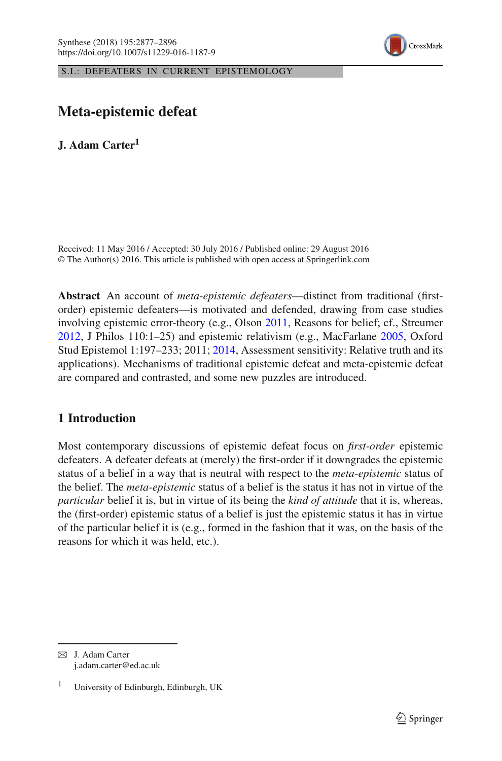S.I.: DEFEATERS IN CURRENT EPISTEMOLOGY

# Meta-epistemic defeat

**J. Adam Carter**[1]

Received: 11 May 2016 / Accepted: 30 July 2016 / Published online: 29 August 2016
© The Author(s) 2016. This article is published with open access at Springerlink.com

**Abstract** An account of *meta-epistemic defeaters*—distinct from traditional (first-order) epistemic defeaters—is motivated and defended, drawing from case studies involving epistemic error-theory (e.g., Olson 2011, Reasons for belief; cf., Streumer 2012, J Philos 110:1–25) and epistemic relativism (e.g., MacFarlane 2005, Oxford Stud Epistemol 1:197–233; 2011; 2014, Assessment sensitivity: Relative truth and its applications). Mechanisms of traditional epistemic defeat and meta-epistemic defeat are compared and contrasted, and some new puzzles are introduced.

## 1 Introduction

Most contemporary discussions of epistemic defeat focus on *first-order* epistemic defeaters. A defeater defeats at (merely) the first-order if it downgrades the epistemic status of a belief in a way that is neutral with respect to the *meta-epistemic* status of the belief. The *meta-epistemic* status of a belief is the status it has not in virtue of the *particular* belief it is, but in virtue of its being the *kind of attitude* that it is, whereas, the (first-order) epistemic status of a belief is just the epistemic status it has in virtue of the particular belief it is (e.g., formed in the fashion that it was, on the basis of the reasons for which it was held, etc.).

---

✉ J. Adam Carter
j.adam.carter@ed.ac.uk

[1] University of Edinburgh, Edinburgh, UK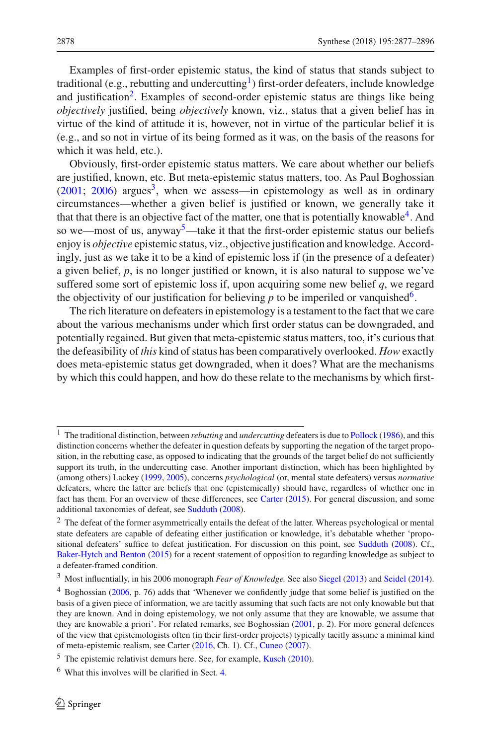Examples of first-order epistemic status, the kind of status that stands subject to traditional (e.g., rebutting and undercutting[1]) first-order defeaters, include knowledge and justification[2]. Examples of second-order epistemic status are things like being *objectively* justified, being *objectively* known, viz., status that a given belief has in virtue of the kind of attitude it is, however, not in virtue of the particular belief it is (e.g., and so not in virtue of its being formed as it was, on the basis of the reasons for which it was held, etc.).

Obviously, first-order epistemic status matters. We care about whether our beliefs are justified, known, etc. But meta-epistemic status matters, too. As Paul Boghossian (2001; 2006) argues[3], when we assess—in epistemology as well as in ordinary circumstances—whether a given belief is justified or known, we generally take it that that there is an objective fact of the matter, one that is potentially knowable[4]. And so we—most of us, anyway[5]—take it that the first-order epistemic status our beliefs enjoy is *objective* epistemic status, viz., objective justification and knowledge. Accordingly, just as we take it to be a kind of epistemic loss if (in the presence of a defeater) a given belief, *p*, is no longer justified or known, it is also natural to suppose we've suffered some sort of epistemic loss if, upon acquiring some new belief *q*, we regard the objectivity of our justification for believing *p* to be imperiled or vanquished[6].

The rich literature on defeaters in epistemology is a testament to the fact that we care about the various mechanisms under which first order status can be downgraded, and potentially regained. But given that meta-epistemic status matters, too, it's curious that the defeasibility of *this* kind of status has been comparatively overlooked. *How* exactly does meta-epistemic status get downgraded, when it does? What are the mechanisms by which this could happen, and how do these relate to the mechanisms by which first-

---

[1] The traditional distinction, between *rebutting* and *undercutting* defeaters is due to Pollock (1986), and this distinction concerns whether the defeater in question defeats by supporting the negation of the target proposition, in the rebutting case, as opposed to indicating that the grounds of the target belief do not sufficiently support its truth, in the undercutting case. Another important distinction, which has been highlighted by (among others) Lackey (1999, 2005), concerns *psychological* (or, mental state defeaters) versus *normative* defeaters, where the latter are beliefs that one (epistemically) should have, regardless of whether one in fact has them. For an overview of these differences, see Carter (2015). For general discussion, and some additional taxonomies of defeat, see Sudduth (2008).

[2] The defeat of the former asymmetrically entails the defeat of the latter. Whereas psychological or mental state defeaters are capable of defeating either justification or knowledge, it's debatable whether 'propositional defeaters' suffice to defeat justification. For discussion on this point, see Sudduth (2008). Cf., Baker-Hytch and Benton (2015) for a recent statement of opposition to regarding knowledge as subject to a defeater-framed condition.

[3] Most influentially, in his 2006 monograph *Fear of Knowledge.* See also Siegel (2013) and Seidel (2014).

[4] Boghossian (2006, p. 76) adds that 'Whenever we confidently judge that some belief is justified on the basis of a given piece of information, we are tacitly assuming that such facts are not only knowable but that they are known. And in doing epistemology, we not only assume that they are knowable, we assume that they are knowable a priori'. For related remarks, see Boghossian (2001, p. 2). For more general defences of the view that epistemologists often (in their first-order projects) typically tacitly assume a minimal kind of meta-epistemic realism, see Carter (2016, Ch. 1). Cf., Cuneo (2007).

[5] The epistemic relativist demurs here. See, for example, Kusch (2010).

[6] What this involves will be clarified in Sect. 4.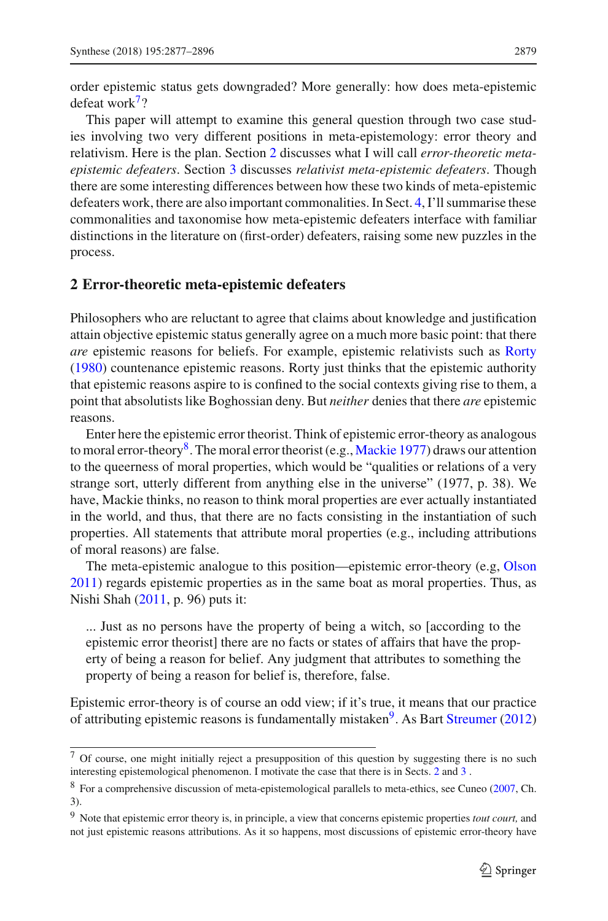order epistemic status gets downgraded? More generally: how does meta-epistemic defeat work[7]?

This paper will attempt to examine this general question through two case studies involving two very different positions in meta-epistemology: error theory and relativism. Here is the plan. Section 2 discusses what I will call *error-theoretic meta-epistemic defeaters*. Section 3 discusses *relativist meta-epistemic defeaters*. Though there are some interesting differences between how these two kinds of meta-epistemic defeaters work, there are also important commonalities. In Sect. 4, I'll summarise these commonalities and taxonomise how meta-epistemic defeaters interface with familiar distinctions in the literature on (first-order) defeaters, raising some new puzzles in the process.

## 2 Error-theoretic meta-epistemic defeaters

Philosophers who are reluctant to agree that claims about knowledge and justification attain objective epistemic status generally agree on a much more basic point: that there *are* epistemic reasons for beliefs. For example, epistemic relativists such as Rorty (1980) countenance epistemic reasons. Rorty just thinks that the epistemic authority that epistemic reasons aspire to is confined to the social contexts giving rise to them, a point that absolutists like Boghossian deny. But *neither* denies that there *are* epistemic reasons.

Enter here the epistemic error theorist. Think of epistemic error-theory as analogous to moral error-theory[8]. The moral error theorist (e.g., Mackie 1977) draws our attention to the queerness of moral properties, which would be "qualities or relations of a very strange sort, utterly different from anything else in the universe" (1977, p. 38). We have, Mackie thinks, no reason to think moral properties are ever actually instantiated in the world, and thus, that there are no facts consisting in the instantiation of such properties. All statements that attribute moral properties (e.g., including attributions of moral reasons) are false.

The meta-epistemic analogue to this position—epistemic error-theory (e.g, Olson 2011) regards epistemic properties as in the same boat as moral properties. Thus, as Nishi Shah (2011, p. 96) puts it:

> ... Just as no persons have the property of being a witch, so [according to the epistemic error theorist] there are no facts or states of affairs that have the property of being a reason for belief. Any judgment that attributes to something the property of being a reason for belief is, therefore, false.

Epistemic error-theory is of course an odd view; if it's true, it means that our practice of attributing epistemic reasons is fundamentally mistaken[9]. As Bart Streumer (2012)

---

[7] Of course, one might initially reject a presupposition of this question by suggesting there is no such interesting epistemological phenomenon. I motivate the case that there is in Sects. 2 and 3 .

[8] For a comprehensive discussion of meta-epistemological parallels to meta-ethics, see Cuneo (2007, Ch. 3).

[9] Note that epistemic error theory is, in principle, a view that concerns epistemic properties *tout court,* and not just epistemic reasons attributions. As it so happens, most discussions of epistemic error-theory have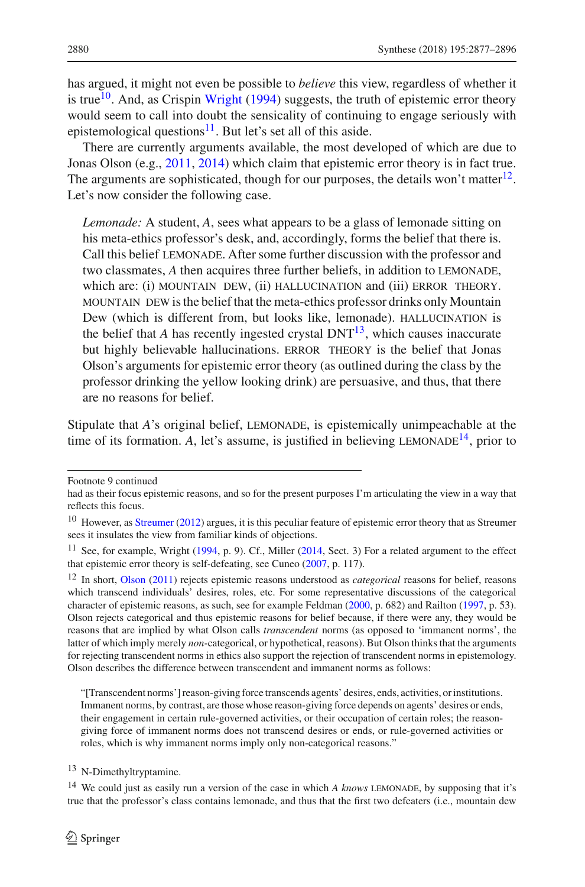has argued, it might not even be possible to *believe* this view, regardless of whether it is true[10]. And, as Crispin Wright (1994) suggests, the truth of epistemic error theory would seem to call into doubt the sensicality of continuing to engage seriously with epistemological questions[11]. But let's set all of this aside.

There are currently arguments available, the most developed of which are due to Jonas Olson (e.g., 2011, 2014) which claim that epistemic error theory is in fact true. The arguments are sophisticated, though for our purposes, the details won't matter[12]. Let's now consider the following case.

> *Lemonade:* A student, *A*, sees what appears to be a glass of lemonade sitting on his meta-ethics professor's desk, and, accordingly, forms the belief that there is. Call this belief LEMONADE. After some further discussion with the professor and two classmates, *A* then acquires three further beliefs, in addition to LEMONADE, which are: (i) MOUNTAIN DEW, (ii) HALLUCINATION and (iii) ERROR THEORY. MOUNTAIN DEW is the belief that the meta-ethics professor drinks only Mountain Dew (which is different from, but looks like, lemonade). HALLUCINATION is the belief that *A* has recently ingested crystal DNT[13], which causes inaccurate but highly believable hallucinations. ERROR THEORY is the belief that Jonas Olson's arguments for epistemic error theory (as outlined during the class by the professor drinking the yellow looking drink) are persuasive, and thus, that there are no reasons for belief.

Stipulate that *A*'s original belief, LEMONADE, is epistemically unimpeachable at the time of its formation. *A*, let's assume, is justified in believing LEMONADE[14], prior to

---

Footnote 9 continued
had as their focus epistemic reasons, and so for the present purposes I'm articulating the view in a way that reflects this focus.

[10] However, as Streumer (2012) argues, it is this peculiar feature of epistemic error theory that as Streumer sees it insulates the view from familiar kinds of objections.

[11] See, for example, Wright (1994, p. 9). Cf., Miller (2014, Sect. 3) For a related argument to the effect that epistemic error theory is self-defeating, see Cuneo (2007, p. 117).

[12] In short, Olson (2011) rejects epistemic reasons understood as *categorical* reasons for belief, reasons which transcend individuals' desires, roles, etc. For some representative discussions of the categorical character of epistemic reasons, as such, see for example Feldman (2000, p. 682) and Railton (1997, p. 53). Olson rejects categorical and thus epistemic reasons for belief because, if there were any, they would be reasons that are implied by what Olson calls *transcendent* norms (as opposed to 'immanent norms', the latter of which imply merely *non*-categorical, or hypothetical, reasons). But Olson thinks that the arguments for rejecting transcendent norms in ethics also support the rejection of transcendent norms in epistemology. Olson describes the difference between transcendent and immanent norms as follows:

> "[Transcendent norms'] reason-giving force transcends agents' desires, ends, activities, or institutions. Immanent norms, by contrast, are those whose reason-giving force depends on agents' desires or ends, their engagement in certain rule-governed activities, or their occupation of certain roles; the reason-giving force of immanent norms does not transcend desires or ends, or rule-governed activities or roles, which is why immanent norms imply only non-categorical reasons."

[13] N-Dimethyltryptamine.

[14] We could just as easily run a version of the case in which *A knows* LEMONADE, by supposing that it's true that the professor's class contains lemonade, and thus that the first two defeaters (i.e., mountain dew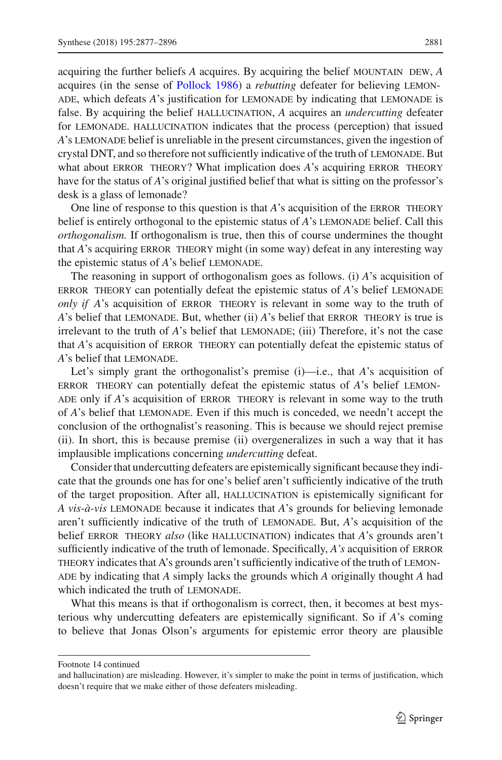acquiring the further beliefs *A* acquires. By acquiring the belief MOUNTAIN DEW, *A* acquires (in the sense of Pollock 1986) a *rebutting* defeater for believing LEMONADE, which defeats *A*'s justification for LEMONADE by indicating that LEMONADE is false. By acquiring the belief HALLUCINATION, *A* acquires an *undercutting* defeater for LEMONADE. HALLUCINATION indicates that the process (perception) that issued *A*'s LEMONADE belief is unreliable in the present circumstances, given the ingestion of crystal DNT, and so therefore not sufficiently indicative of the truth of LEMONADE. But what about ERROR THEORY? What implication does *A*'s acquiring ERROR THEORY have for the status of *A*'s original justified belief that what is sitting on the professor's desk is a glass of lemonade?

One line of response to this question is that *A*'s acquisition of the ERROR THEORY belief is entirely orthogonal to the epistemic status of *A*'s LEMONADE belief. Call this *orthogonalism.* If orthogonalism is true, then this of course undermines the thought that *A*'s acquiring ERROR THEORY might (in some way) defeat in any interesting way the epistemic status of *A*'s belief LEMONADE.

The reasoning in support of orthogonalism goes as follows. (i) *A*'s acquisition of ERROR THEORY can potentially defeat the epistemic status of *A*'s belief LEMONADE *only if A*'s acquisition of ERROR THEORY is relevant in some way to the truth of *A*'s belief that LEMONADE. But, whether (ii) *A*'s belief that ERROR THEORY is true is irrelevant to the truth of *A*'s belief that LEMONADE; (iii) Therefore, it's not the case that *A*'s acquisition of ERROR THEORY can potentially defeat the epistemic status of *A*'s belief that LEMONADE.

Let's simply grant the orthogonalist's premise (i)—i.e., that *A*'s acquisition of ERROR THEORY can potentially defeat the epistemic status of *A*'s belief LEMONADE only if *A*'s acquisition of ERROR THEORY is relevant in some way to the truth of *A*'s belief that LEMONADE. Even if this much is conceded, we needn't accept the conclusion of the orthognalist's reasoning. This is because we should reject premise (ii). In short, this is because premise (ii) overgeneralizes in such a way that it has implausible implications concerning *undercutting* defeat.

Consider that undercutting defeaters are epistemically significant because they indicate that the grounds one has for one's belief aren't sufficiently indicative of the truth of the target proposition. After all, HALLUCINATION is epistemically significant for *A vis-à-vis* LEMONADE because it indicates that *A*'s grounds for believing lemonade aren't sufficiently indicative of the truth of LEMONADE. But, *A*'s acquisition of the belief ERROR THEORY *also* (like HALLUCINATION) indicates that *A*'s grounds aren't sufficiently indicative of the truth of lemonade. Specifically, *A's* acquisition of ERROR THEORY indicates that A's grounds aren't sufficiently indicative of the truth of LEMONADE by indicating that *A* simply lacks the grounds which *A* originally thought *A* had which indicated the truth of LEMONADE.

What this means is that if orthogonalism is correct, then, it becomes at best mysterious why undercutting defeaters are epistemically significant. So if *A*'s coming to believe that Jonas Olson's arguments for epistemic error theory are plausible

Footnote 14 continued
and hallucination) are misleading. However, it's simpler to make the point in terms of justification, which doesn't require that we make either of those defeaters misleading.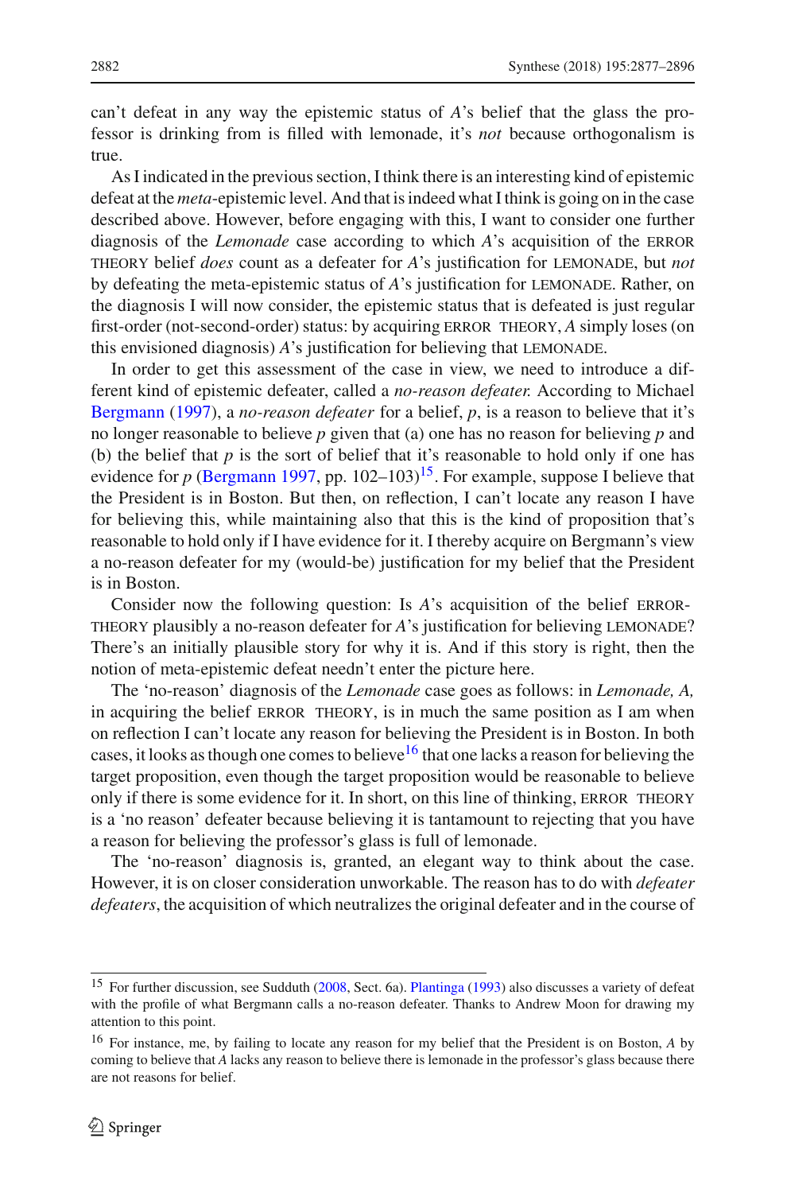can't defeat in any way the epistemic status of *A*'s belief that the glass the professor is drinking from is filled with lemonade, it's *not* because orthogonalism is true.

As I indicated in the previous section, I think there is an interesting kind of epistemic defeat at the *meta*-epistemic level. And that is indeed what I think is going on in the case described above. However, before engaging with this, I want to consider one further diagnosis of the *Lemonade* case according to which *A*'s acquisition of the ERROR THEORY belief *does* count as a defeater for *A*'s justification for LEMONADE, but *not* by defeating the meta-epistemic status of *A*'s justification for LEMONADE. Rather, on the diagnosis I will now consider, the epistemic status that is defeated is just regular first-order (not-second-order) status: by acquiring ERROR THEORY, *A* simply loses (on this envisioned diagnosis) *A*'s justification for believing that LEMONADE.

In order to get this assessment of the case in view, we need to introduce a different kind of epistemic defeater, called a *no-reason defeater.* According to Michael Bergmann (1997), a *no-reason defeater* for a belief, *p*, is a reason to believe that it's no longer reasonable to believe *p* given that (a) one has no reason for believing *p* and (b) the belief that *p* is the sort of belief that it's reasonable to hold only if one has evidence for *p* (Bergmann 1997, pp. 102–103)[15]. For example, suppose I believe that the President is in Boston. But then, on reflection, I can't locate any reason I have for believing this, while maintaining also that this is the kind of proposition that's reasonable to hold only if I have evidence for it. I thereby acquire on Bergmann's view a no-reason defeater for my (would-be) justification for my belief that the President is in Boston.

Consider now the following question: Is *A*'s acquisition of the belief ERROR-THEORY plausibly a no-reason defeater for *A*'s justification for believing LEMONADE? There's an initially plausible story for why it is. And if this story is right, then the notion of meta-epistemic defeat needn't enter the picture here.

The 'no-reason' diagnosis of the *Lemonade* case goes as follows: in *Lemonade, A,* in acquiring the belief ERROR THEORY, is in much the same position as I am when on reflection I can't locate any reason for believing the President is in Boston. In both cases, it looks as though one comes to believe[16] that one lacks a reason for believing the target proposition, even though the target proposition would be reasonable to believe only if there is some evidence for it. In short, on this line of thinking, ERROR THEORY is a 'no reason' defeater because believing it is tantamount to rejecting that you have a reason for believing the professor's glass is full of lemonade.

The 'no-reason' diagnosis is, granted, an elegant way to think about the case. However, it is on closer consideration unworkable. The reason has to do with *defeater defeaters*, the acquisition of which neutralizes the original defeater and in the course of

---

[15] For further discussion, see Sudduth (2008, Sect. 6a). Plantinga (1993) also discusses a variety of defeat with the profile of what Bergmann calls a no-reason defeater. Thanks to Andrew Moon for drawing my attention to this point.

[16] For instance, me, by failing to locate any reason for my belief that the President is on Boston, *A* by coming to believe that *A* lacks any reason to believe there is lemonade in the professor's glass because there are not reasons for belief.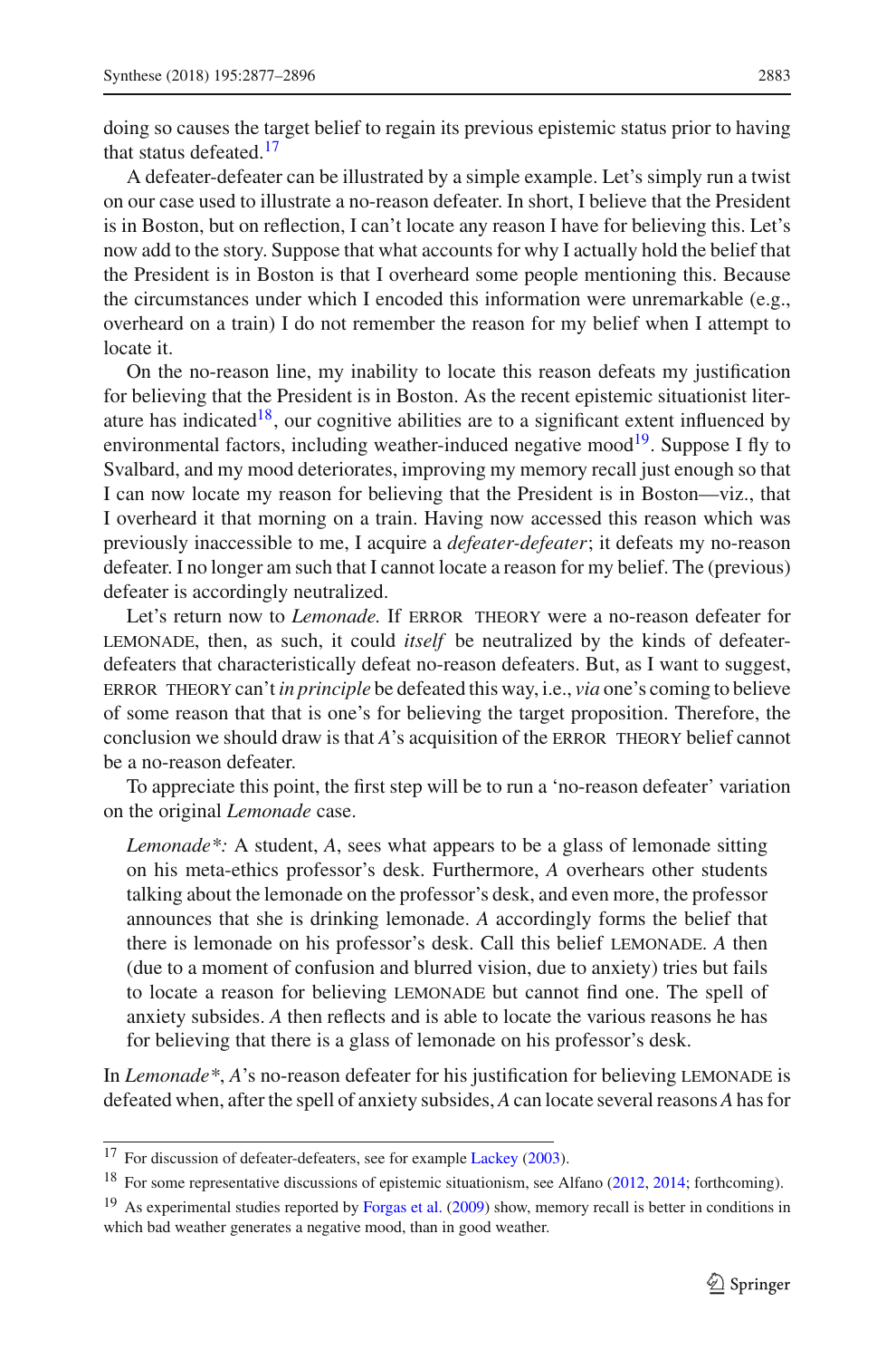doing so causes the target belief to regain its previous epistemic status prior to having that status defeated.[17]

A defeater-defeater can be illustrated by a simple example. Let's simply run a twist on our case used to illustrate a no-reason defeater. In short, I believe that the President is in Boston, but on reflection, I can't locate any reason I have for believing this. Let's now add to the story. Suppose that what accounts for why I actually hold the belief that the President is in Boston is that I overheard some people mentioning this. Because the circumstances under which I encoded this information were unremarkable (e.g., overheard on a train) I do not remember the reason for my belief when I attempt to locate it.

On the no-reason line, my inability to locate this reason defeats my justification for believing that the President is in Boston. As the recent epistemic situationist literature has indicated[18], our cognitive abilities are to a significant extent influenced by environmental factors, including weather-induced negative mood[19]. Suppose I fly to Svalbard, and my mood deteriorates, improving my memory recall just enough so that I can now locate my reason for believing that the President is in Boston—viz., that I overheard it that morning on a train. Having now accessed this reason which was previously inaccessible to me, I acquire a *defeater-defeater*; it defeats my no-reason defeater. I no longer am such that I cannot locate a reason for my belief. The (previous) defeater is accordingly neutralized.

Let's return now to *Lemonade.* If ERROR THEORY were a no-reason defeater for LEMONADE, then, as such, it could *itself* be neutralized by the kinds of defeater-defeaters that characteristically defeat no-reason defeaters. But, as I want to suggest, ERROR THEORY can't *in principle* be defeated this way, i.e., *via* one's coming to believe of some reason that that is one's for believing the target proposition. Therefore, the conclusion we should draw is that *A*'s acquisition of the ERROR THEORY belief cannot be a no-reason defeater.

To appreciate this point, the first step will be to run a 'no-reason defeater' variation on the original *Lemonade* case.

> *Lemonade\*:* A student, *A*, sees what appears to be a glass of lemonade sitting on his meta-ethics professor's desk. Furthermore, *A* overhears other students talking about the lemonade on the professor's desk, and even more, the professor announces that she is drinking lemonade. *A* accordingly forms the belief that there is lemonade on his professor's desk. Call this belief LEMONADE. *A* then (due to a moment of confusion and blurred vision, due to anxiety) tries but fails to locate a reason for believing LEMONADE but cannot find one. The spell of anxiety subsides. *A* then reflects and is able to locate the various reasons he has for believing that there is a glass of lemonade on his professor's desk.

In *Lemonade\**, *A*'s no-reason defeater for his justification for believing LEMONADE is defeated when, after the spell of anxiety subsides, *A* can locate several reasons *A* has for

---

[17] For discussion of defeater-defeaters, see for example Lackey (2003).

[18] For some representative discussions of epistemic situationism, see Alfano (2012, 2014; forthcoming).

[19] As experimental studies reported by Forgas et al. (2009) show, memory recall is better in conditions in which bad weather generates a negative mood, than in good weather.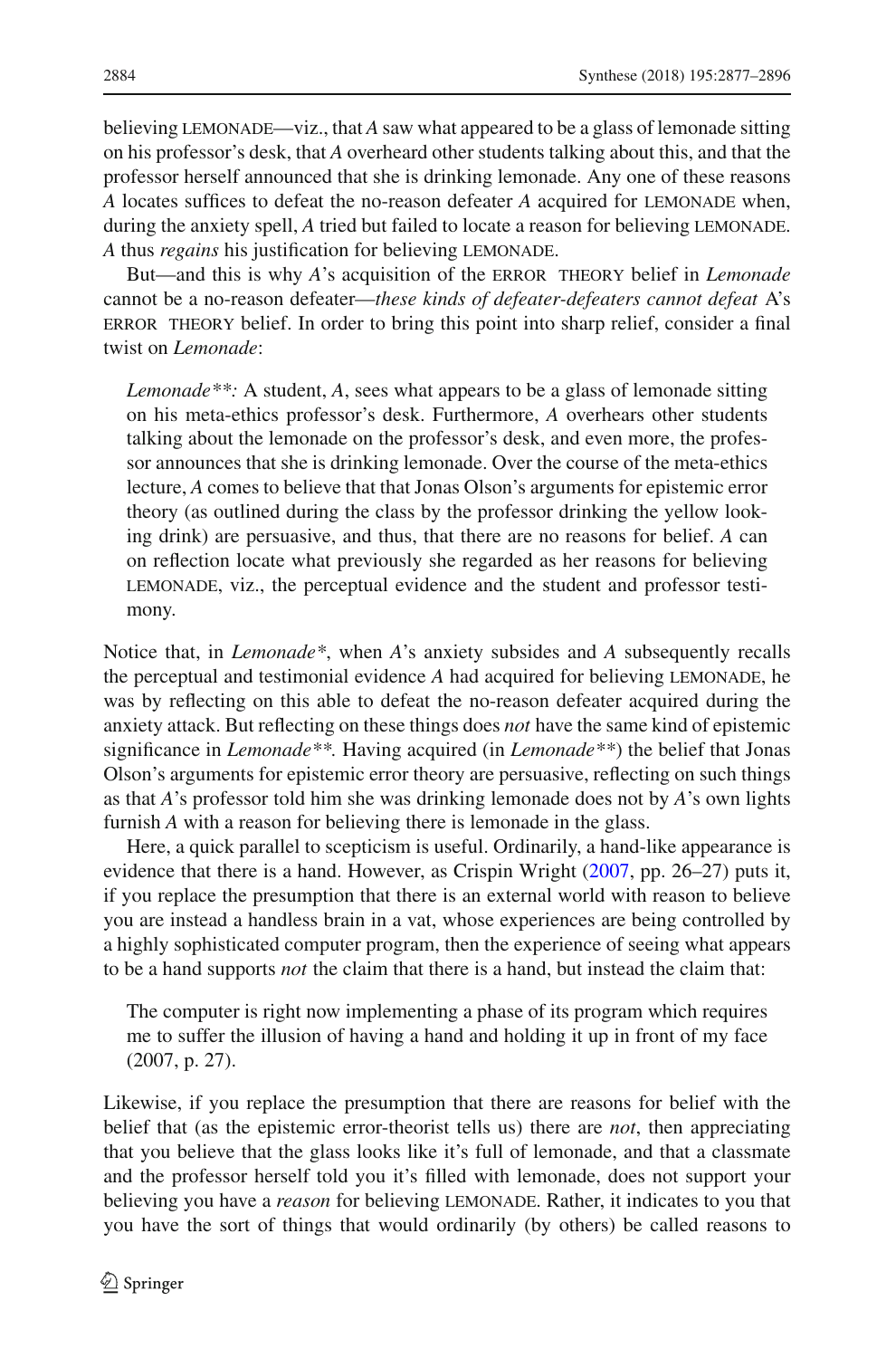believing LEMONADE—viz., that *A* saw what appeared to be a glass of lemonade sitting on his professor's desk, that *A* overheard other students talking about this, and that the professor herself announced that she is drinking lemonade. Any one of these reasons *A* locates suffices to defeat the no-reason defeater *A* acquired for LEMONADE when, during the anxiety spell, *A* tried but failed to locate a reason for believing LEMONADE. *A* thus *regains* his justification for believing LEMONADE.

But—and this is why *A*'s acquisition of the ERROR THEORY belief in *Lemonade* cannot be a no-reason defeater—*these kinds of defeater-defeaters cannot defeat* A's ERROR THEORY belief. In order to bring this point into sharp relief, consider a final twist on *Lemonade*:

> *Lemonade**:* A student, *A*, sees what appears to be a glass of lemonade sitting on his meta-ethics professor's desk. Furthermore, *A* overhears other students talking about the lemonade on the professor's desk, and even more, the professor announces that she is drinking lemonade. Over the course of the meta-ethics lecture, *A* comes to believe that that Jonas Olson's arguments for epistemic error theory (as outlined during the class by the professor drinking the yellow looking drink) are persuasive, and thus, that there are no reasons for belief. *A* can on reflection locate what previously she regarded as her reasons for believing LEMONADE, viz., the perceptual evidence and the student and professor testimony.

Notice that, in *Lemonade**, when *A*'s anxiety subsides and *A* subsequently recalls the perceptual and testimonial evidence *A* had acquired for believing LEMONADE, he was by reflecting on this able to defeat the no-reason defeater acquired during the anxiety attack. But reflecting on these things does *not* have the same kind of epistemic significance in *Lemonade***. Having acquired (in *Lemonade***) the belief that Jonas Olson's arguments for epistemic error theory are persuasive, reflecting on such things as that *A*'s professor told him she was drinking lemonade does not by *A*'s own lights furnish *A* with a reason for believing there is lemonade in the glass.

Here, a quick parallel to scepticism is useful. Ordinarily, a hand-like appearance is evidence that there is a hand. However, as Crispin Wright (2007, pp. 26–27) puts it, if you replace the presumption that there is an external world with reason to believe you are instead a handless brain in a vat, whose experiences are being controlled by a highly sophisticated computer program, then the experience of seeing what appears to be a hand supports *not* the claim that there is a hand, but instead the claim that:

> The computer is right now implementing a phase of its program which requires me to suffer the illusion of having a hand and holding it up in front of my face (2007, p. 27).

Likewise, if you replace the presumption that there are reasons for belief with the belief that (as the epistemic error-theorist tells us) there are *not*, then appreciating that you believe that the glass looks like it's full of lemonade, and that a classmate and the professor herself told you it's filled with lemonade, does not support your believing you have a *reason* for believing LEMONADE. Rather, it indicates to you that you have the sort of things that would ordinarily (by others) be called reasons to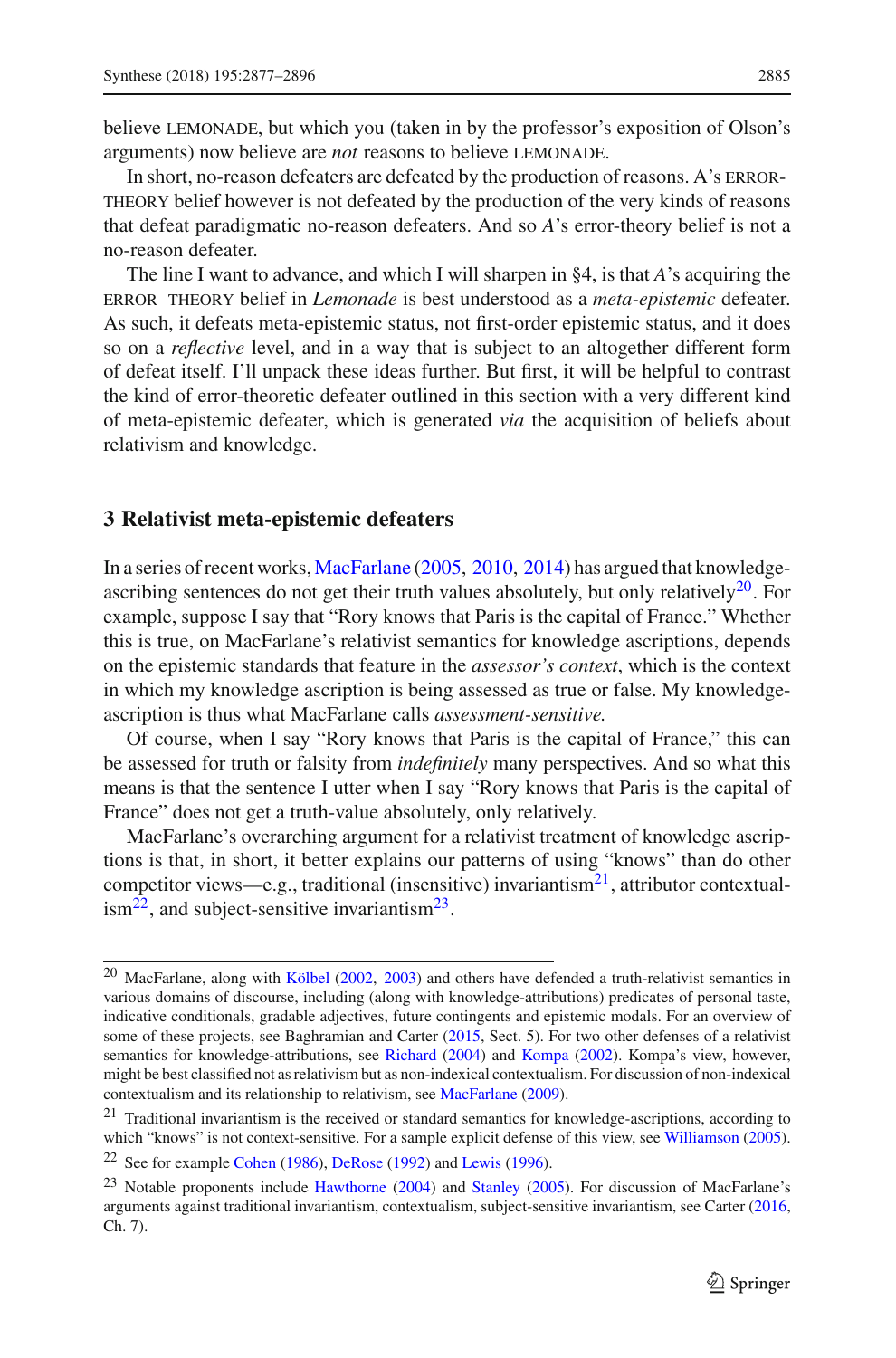believe LEMONADE, but which you (taken in by the professor's exposition of Olson's arguments) now believe are *not* reasons to believe LEMONADE.

In short, no-reason defeaters are defeated by the production of reasons. A's ERROR-THEORY belief however is not defeated by the production of the very kinds of reasons that defeat paradigmatic no-reason defeaters. And so *A*'s error-theory belief is not a no-reason defeater.

The line I want to advance, and which I will sharpen in §4, is that *A*'s acquiring the ERROR THEORY belief in *Lemonade* is best understood as a *meta-epistemic* defeater. As such, it defeats meta-epistemic status, not first-order epistemic status, and it does so on a *reflective* level, and in a way that is subject to an altogether different form of defeat itself. I'll unpack these ideas further. But first, it will be helpful to contrast the kind of error-theoretic defeater outlined in this section with a very different kind of meta-epistemic defeater, which is generated *via* the acquisition of beliefs about relativism and knowledge.

## 3 Relativist meta-epistemic defeaters

In a series of recent works, MacFarlane (2005, 2010, 2014) has argued that knowledge-ascribing sentences do not get their truth values absolutely, but only relatively[20]. For example, suppose I say that "Rory knows that Paris is the capital of France." Whether this is true, on MacFarlane's relativist semantics for knowledge ascriptions, depends on the epistemic standards that feature in the *assessor's context*, which is the context in which my knowledge ascription is being assessed as true or false. My knowledge-ascription is thus what MacFarlane calls *assessment-sensitive.*

Of course, when I say "Rory knows that Paris is the capital of France," this can be assessed for truth or falsity from *indefinitely* many perspectives. And so what this means is that the sentence I utter when I say "Rory knows that Paris is the capital of France" does not get a truth-value absolutely, only relatively.

MacFarlane's overarching argument for a relativist treatment of knowledge ascriptions is that, in short, it better explains our patterns of using "knows" than do other competitor views—e.g., traditional (insensitive) invariantism[21], attributor contextualism[22], and subject-sensitive invariantism[23].

---

[20] MacFarlane, along with Kölbel (2002, 2003) and others have defended a truth-relativist semantics in various domains of discourse, including (along with knowledge-attributions) predicates of personal taste, indicative conditionals, gradable adjectives, future contingents and epistemic modals. For an overview of some of these projects, see Baghramian and Carter (2015, Sect. 5). For two other defenses of a relativist semantics for knowledge-attributions, see Richard (2004) and Kompa (2002). Kompa's view, however, might be best classified not as relativism but as non-indexical contextualism. For discussion of non-indexical contextualism and its relationship to relativism, see MacFarlane (2009).

[21] Traditional invariantism is the received or standard semantics for knowledge-ascriptions, according to which "knows" is not context-sensitive. For a sample explicit defense of this view, see Williamson (2005).

[22] See for example Cohen (1986), DeRose (1992) and Lewis (1996).

[23] Notable proponents include Hawthorne (2004) and Stanley (2005). For discussion of MacFarlane's arguments against traditional invariantism, contextualism, subject-sensitive invariantism, see Carter (2016, Ch. 7).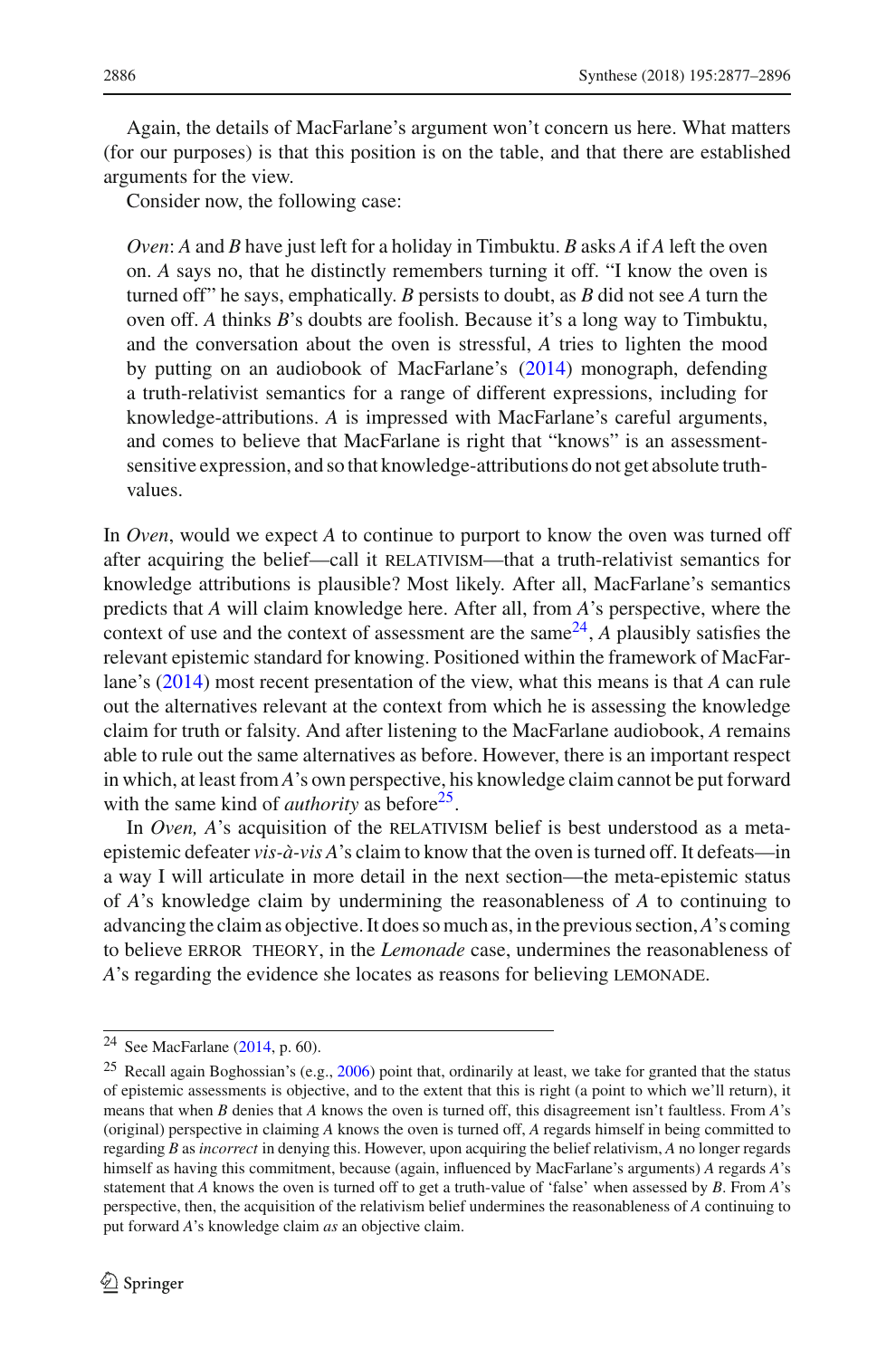Again, the details of MacFarlane's argument won't concern us here. What matters (for our purposes) is that this position is on the table, and that there are established arguments for the view.

Consider now, the following case:

> *Oven*: *A* and *B* have just left for a holiday in Timbuktu. *B* asks *A* if *A* left the oven on. *A* says no, that he distinctly remembers turning it off. "I know the oven is turned off" he says, emphatically. *B* persists to doubt, as *B* did not see *A* turn the oven off. *A* thinks *B*'s doubts are foolish. Because it's a long way to Timbuktu, and the conversation about the oven is stressful, *A* tries to lighten the mood by putting on an audiobook of MacFarlane's (2014) monograph, defending a truth-relativist semantics for a range of different expressions, including for knowledge-attributions. *A* is impressed with MacFarlane's careful arguments, and comes to believe that MacFarlane is right that "knows" is an assessment-sensitive expression, and so that knowledge-attributions do not get absolute truth-values.

In *Oven*, would we expect *A* to continue to purport to know the oven was turned off after acquiring the belief—call it RELATIVISM—that a truth-relativist semantics for knowledge attributions is plausible? Most likely. After all, MacFarlane's semantics predicts that *A* will claim knowledge here. After all, from *A*'s perspective, where the context of use and the context of assessment are the same[24], *A* plausibly satisfies the relevant epistemic standard for knowing. Positioned within the framework of MacFarlane's (2014) most recent presentation of the view, what this means is that *A* can rule out the alternatives relevant at the context from which he is assessing the knowledge claim for truth or falsity. And after listening to the MacFarlane audiobook, *A* remains able to rule out the same alternatives as before. However, there is an important respect in which, at least from *A*'s own perspective, his knowledge claim cannot be put forward with the same kind of *authority* as before[25].

In *Oven, A*'s acquisition of the RELATIVISM belief is best understood as a meta-epistemic defeater *vis-à-vis A*'s claim to know that the oven is turned off. It defeats—in a way I will articulate in more detail in the next section—the meta-epistemic status of *A*'s knowledge claim by undermining the reasonableness of *A* to continuing to advancing the claim as objective. It does so much as, in the previous section, *A*'s coming to believe ERROR THEORY, in the *Lemonade* case, undermines the reasonableness of *A*'s regarding the evidence she locates as reasons for believing LEMONADE.

---

[24] See MacFarlane (2014, p. 60).

[25] Recall again Boghossian's (e.g., 2006) point that, ordinarily at least, we take for granted that the status of epistemic assessments is objective, and to the extent that this is right (a point to which we'll return), it means that when *B* denies that *A* knows the oven is turned off, this disagreement isn't faultless. From *A*'s (original) perspective in claiming *A* knows the oven is turned off, *A* regards himself in being committed to regarding *B* as *incorrect* in denying this. However, upon acquiring the belief relativism, *A* no longer regards himself as having this commitment, because (again, influenced by MacFarlane's arguments) *A* regards *A*'s statement that *A* knows the oven is turned off to get a truth-value of 'false' when assessed by *B*. From *A*'s perspective, then, the acquisition of the relativism belief undermines the reasonableness of *A* continuing to put forward *A*'s knowledge claim *as* an objective claim.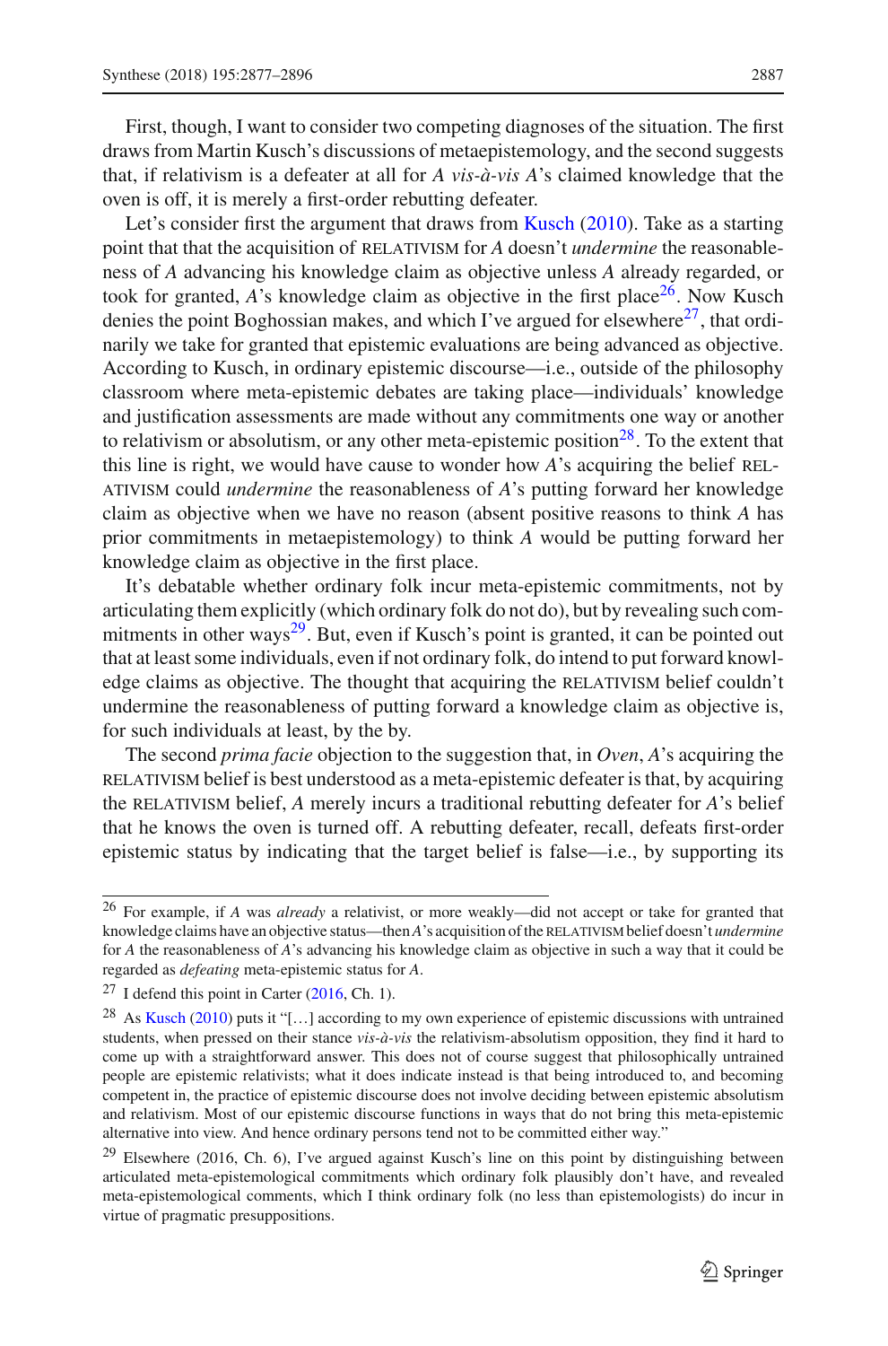First, though, I want to consider two competing diagnoses of the situation. The first draws from Martin Kusch's discussions of metaepistemology, and the second suggests that, if relativism is a defeater at all for *A vis-à-vis A*'s claimed knowledge that the oven is off, it is merely a first-order rebutting defeater.

Let's consider first the argument that draws from Kusch (2010). Take as a starting point that that the acquisition of RELATIVISM for *A* doesn't *undermine* the reasonableness of *A* advancing his knowledge claim as objective unless *A* already regarded, or took for granted, *A*'s knowledge claim as objective in the first place[26]. Now Kusch denies the point Boghossian makes, and which I've argued for elsewhere[27], that ordinarily we take for granted that epistemic evaluations are being advanced as objective. According to Kusch, in ordinary epistemic discourse—i.e., outside of the philosophy classroom where meta-epistemic debates are taking place—individuals' knowledge and justification assessments are made without any commitments one way or another to relativism or absolutism, or any other meta-epistemic position[28]. To the extent that this line is right, we would have cause to wonder how *A*'s acquiring the belief RELATIVISM could *undermine* the reasonableness of *A*'s putting forward her knowledge claim as objective when we have no reason (absent positive reasons to think *A* has prior commitments in metaepistemology) to think *A* would be putting forward her knowledge claim as objective in the first place.

It's debatable whether ordinary folk incur meta-epistemic commitments, not by articulating them explicitly (which ordinary folk do not do), but by revealing such commitments in other ways[29]. But, even if Kusch's point is granted, it can be pointed out that at least some individuals, even if not ordinary folk, do intend to put forward knowledge claims as objective. The thought that acquiring the RELATIVISM belief couldn't undermine the reasonableness of putting forward a knowledge claim as objective is, for such individuals at least, by the by.

The second *prima facie* objection to the suggestion that, in *Oven*, *A*'s acquiring the RELATIVISM belief is best understood as a meta-epistemic defeater is that, by acquiring the RELATIVISM belief, *A* merely incurs a traditional rebutting defeater for *A*'s belief that he knows the oven is turned off. A rebutting defeater, recall, defeats first-order epistemic status by indicating that the target belief is false—i.e., by supporting its

---

[26] For example, if *A* was *already* a relativist, or more weakly—did not accept or take for granted that knowledge claims have an objective status—then *A*'s acquisition of the RELATIVISM belief doesn't *undermine* for *A* the reasonableness of *A*'s advancing his knowledge claim as objective in such a way that it could be regarded as *defeating* meta-epistemic status for *A*.

[27] I defend this point in Carter (2016, Ch. 1).

[28] As Kusch (2010) puts it "[…] according to my own experience of epistemic discussions with untrained students, when pressed on their stance *vis-à-vis* the relativism-absolutism opposition, they find it hard to come up with a straightforward answer. This does not of course suggest that philosophically untrained people are epistemic relativists; what it does indicate instead is that being introduced to, and becoming competent in, the practice of epistemic discourse does not involve deciding between epistemic absolutism and relativism. Most of our epistemic discourse functions in ways that do not bring this meta-epistemic alternative into view. And hence ordinary persons tend not to be committed either way."

[29] Elsewhere (2016, Ch. 6), I've argued against Kusch's line on this point by distinguishing between articulated meta-epistemological commitments which ordinary folk plausibly don't have, and revealed meta-epistemological comments, which I think ordinary folk (no less than epistemologists) do incur in virtue of pragmatic presuppositions.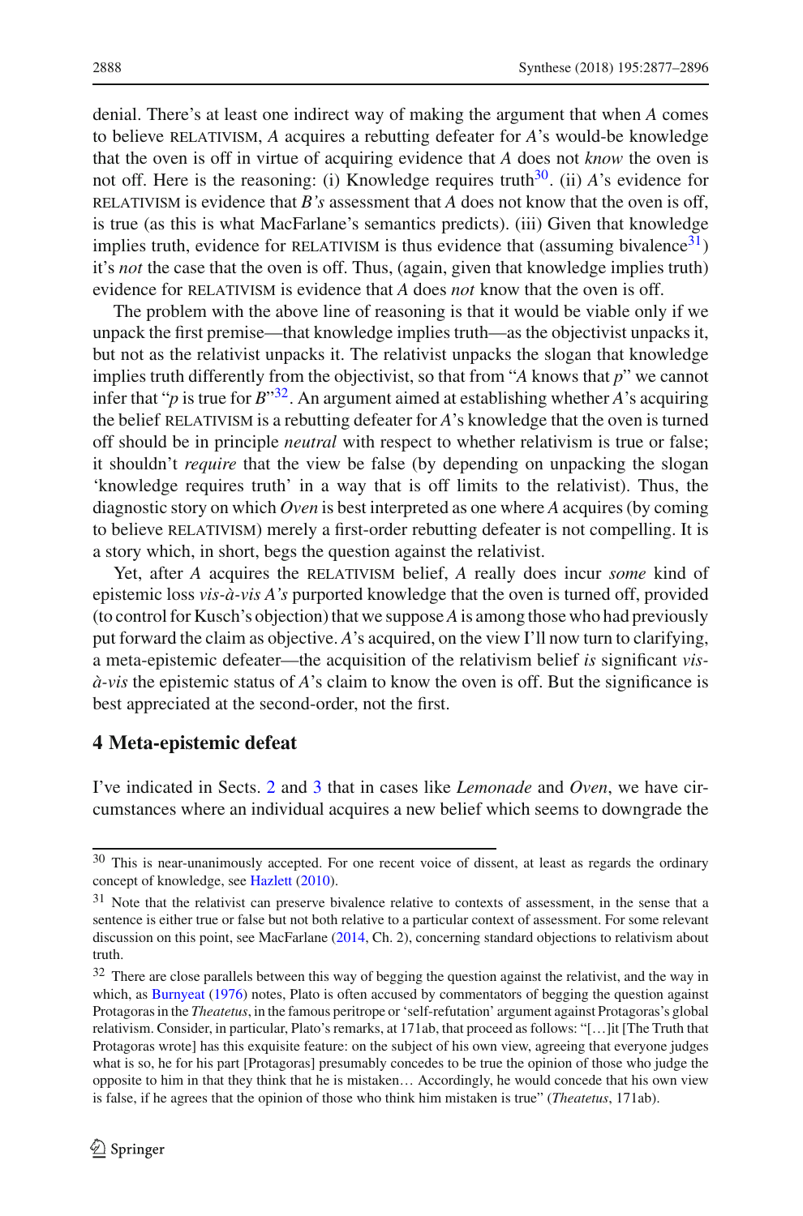denial. There's at least one indirect way of making the argument that when *A* comes to believe RELATIVISM, *A* acquires a rebutting defeater for *A*'s would-be knowledge that the oven is off in virtue of acquiring evidence that *A* does not *know* the oven is not off. Here is the reasoning: (i) Knowledge requires truth[30]. (ii) *A*'s evidence for RELATIVISM is evidence that *B's* assessment that *A* does not know that the oven is off, is true (as this is what MacFarlane's semantics predicts). (iii) Given that knowledge implies truth, evidence for RELATIVISM is thus evidence that (assuming bivalence[31]) it's *not* the case that the oven is off. Thus, (again, given that knowledge implies truth) evidence for RELATIVISM is evidence that *A* does *not* know that the oven is off.

The problem with the above line of reasoning is that it would be viable only if we unpack the first premise—that knowledge implies truth—as the objectivist unpacks it, but not as the relativist unpacks it. The relativist unpacks the slogan that knowledge implies truth differently from the objectivist, so that from "*A* knows that *p*" we cannot infer that "*p* is true for *B*"[32]. An argument aimed at establishing whether *A*'s acquiring the belief RELATIVISM is a rebutting defeater for *A*'s knowledge that the oven is turned off should be in principle *neutral* with respect to whether relativism is true or false; it shouldn't *require* that the view be false (by depending on unpacking the slogan 'knowledge requires truth' in a way that is off limits to the relativist). Thus, the diagnostic story on which *Oven* is best interpreted as one where *A* acquires (by coming to believe RELATIVISM) merely a first-order rebutting defeater is not compelling. It is a story which, in short, begs the question against the relativist.

Yet, after *A* acquires the RELATIVISM belief, *A* really does incur *some* kind of epistemic loss *vis-à-vis A's* purported knowledge that the oven is turned off, provided (to control for Kusch's objection) that we suppose *A* is among those who had previously put forward the claim as objective. *A*'s acquired, on the view I'll now turn to clarifying, a meta-epistemic defeater—the acquisition of the relativism belief *is* significant *vis-à-vis* the epistemic status of *A*'s claim to know the oven is off. But the significance is best appreciated at the second-order, not the first.

## 4 Meta-epistemic defeat

I've indicated in Sects. 2 and 3 that in cases like *Lemonade* and *Oven*, we have circumstances where an individual acquires a new belief which seems to downgrade the

---

[30] This is near-unanimously accepted. For one recent voice of dissent, at least as regards the ordinary concept of knowledge, see Hazlett (2010).

[31] Note that the relativist can preserve bivalence relative to contexts of assessment, in the sense that a sentence is either true or false but not both relative to a particular context of assessment. For some relevant discussion on this point, see MacFarlane (2014, Ch. 2), concerning standard objections to relativism about truth.

[32] There are close parallels between this way of begging the question against the relativist, and the way in which, as Burnyeat (1976) notes, Plato is often accused by commentators of begging the question against Protagoras in the *Theatetus*, in the famous peritrope or 'self-refutation' argument against Protagoras's global relativism. Consider, in particular, Plato's remarks, at 171ab, that proceed as follows: "[…]it [The Truth that Protagoras wrote] has this exquisite feature: on the subject of his own view, agreeing that everyone judges what is so, he for his part [Protagoras] presumably concedes to be true the opinion of those who judge the opposite to him in that they think that he is mistaken… Accordingly, he would concede that his own view is false, if he agrees that the opinion of those who think him mistaken is true" (*Theatetus*, 171ab).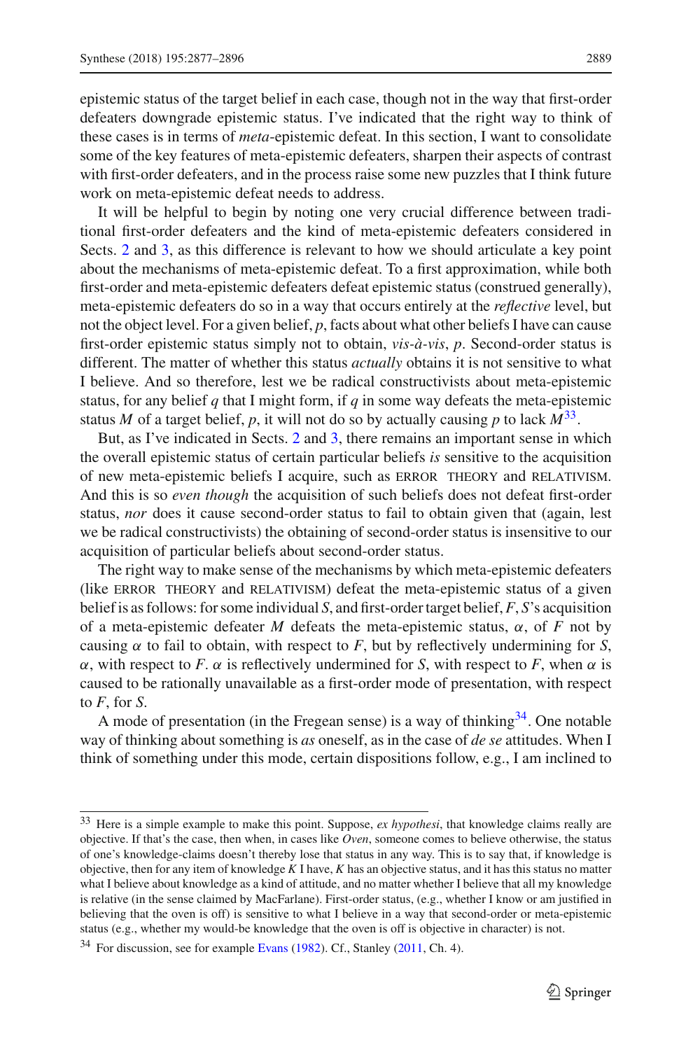epistemic status of the target belief in each case, though not in the way that first-order defeaters downgrade epistemic status. I've indicated that the right way to think of these cases is in terms of *meta*-epistemic defeat. In this section, I want to consolidate some of the key features of meta-epistemic defeaters, sharpen their aspects of contrast with first-order defeaters, and in the process raise some new puzzles that I think future work on meta-epistemic defeat needs to address.

It will be helpful to begin by noting one very crucial difference between traditional first-order defeaters and the kind of meta-epistemic defeaters considered in Sects. 2 and 3, as this difference is relevant to how we should articulate a key point about the mechanisms of meta-epistemic defeat. To a first approximation, while both first-order and meta-epistemic defeaters defeat epistemic status (construed generally), meta-epistemic defeaters do so in a way that occurs entirely at the *reflective* level, but not the object level. For a given belief, $p$, facts about what other beliefs I have can cause first-order epistemic status simply not to obtain, *vis-à-vis*, $p$. Second-order status is different. The matter of whether this status *actually* obtains it is not sensitive to what I believe. And so therefore, lest we be radical constructivists about meta-epistemic status, for any belief $q$ that I might form, if $q$ in some way defeats the meta-epistemic status $M$ of a target belief, $p$, it will not do so by actually causing $p$ to lack $M$[33].

But, as I've indicated in Sects. 2 and 3, there remains an important sense in which the overall epistemic status of certain particular beliefs *is* sensitive to the acquisition of new meta-epistemic beliefs I acquire, such as ERROR THEORY and RELATIVISM. And this is so *even though* the acquisition of such beliefs does not defeat first-order status, *nor* does it cause second-order status to fail to obtain given that (again, lest we be radical constructivists) the obtaining of second-order status is insensitive to our acquisition of particular beliefs about second-order status.

The right way to make sense of the mechanisms by which meta-epistemic defeaters (like ERROR THEORY and RELATIVISM) defeat the meta-epistemic status of a given belief is as follows: for some individual $S$, and first-order target belief, $F$, $S$'s acquisition of a meta-epistemic defeater $M$ defeats the meta-epistemic status, $\alpha$, of $F$ not by causing $\alpha$ to fail to obtain, with respect to $F$, but by reflectively undermining for $S$, $\alpha$, with respect to $F$. $\alpha$ is reflectively undermined for $S$, with respect to $F$, when $\alpha$ is caused to be rationally unavailable as a first-order mode of presentation, with respect to $F$, for $S$.

A mode of presentation (in the Fregean sense) is a way of thinking[34]. One notable way of thinking about something is *as* oneself, as in the case of *de se* attitudes. When I think of something under this mode, certain dispositions follow, e.g., I am inclined to

---

[33] Here is a simple example to make this point. Suppose, *ex hypothesi*, that knowledge claims really are objective. If that's the case, then when, in cases like *Oven*, someone comes to believe otherwise, the status of one's knowledge-claims doesn't thereby lose that status in any way. This is to say that, if knowledge is objective, then for any item of knowledge $K$ I have, $K$ has an objective status, and it has this status no matter what I believe about knowledge as a kind of attitude, and no matter whether I believe that all my knowledge is relative (in the sense claimed by MacFarlane). First-order status, (e.g., whether I know or am justified in believing that the oven is off) is sensitive to what I believe in a way that second-order or meta-epistemic status (e.g., whether my would-be knowledge that the oven is off is objective in character) is not.

[34] For discussion, see for example Evans (1982). Cf., Stanley (2011, Ch. 4).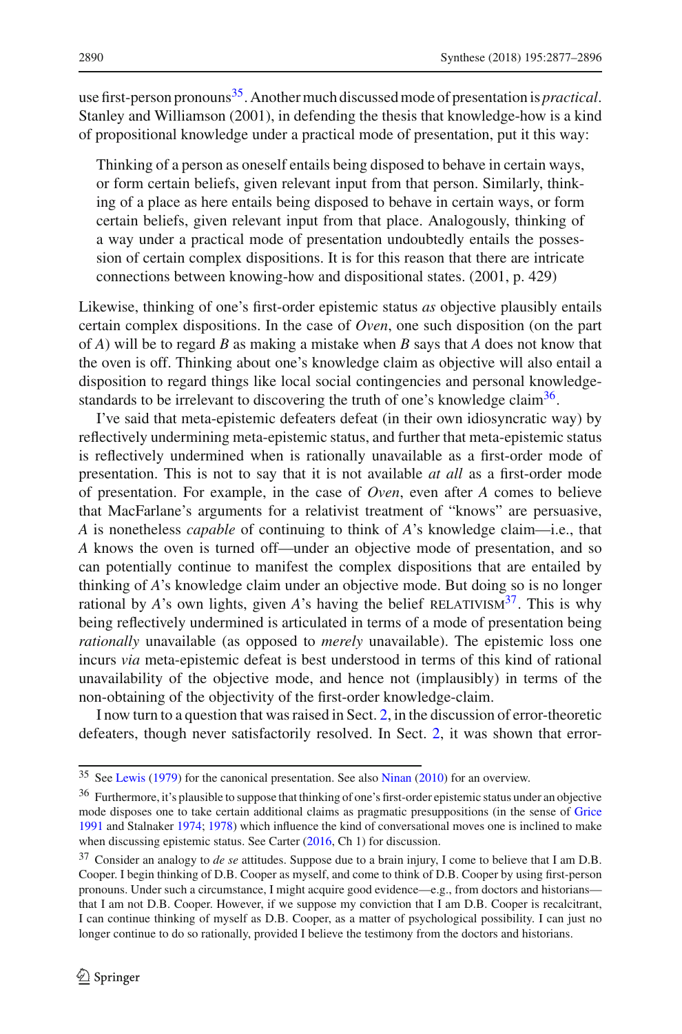use first-person pronouns[35]. Another much discussed mode of presentation is *practical*. Stanley and Williamson (2001), in defending the thesis that knowledge-how is a kind of propositional knowledge under a practical mode of presentation, put it this way:

> Thinking of a person as oneself entails being disposed to behave in certain ways, or form certain beliefs, given relevant input from that person. Similarly, thinking of a place as here entails being disposed to behave in certain ways, or form certain beliefs, given relevant input from that place. Analogously, thinking of a way under a practical mode of presentation undoubtedly entails the possession of certain complex dispositions. It is for this reason that there are intricate connections between knowing-how and dispositional states. (2001, p. 429)

Likewise, thinking of one's first-order epistemic status *as* objective plausibly entails certain complex dispositions. In the case of *Oven*, one such disposition (on the part of *A*) will be to regard *B* as making a mistake when *B* says that *A* does not know that the oven is off. Thinking about one's knowledge claim as objective will also entail a disposition to regard things like local social contingencies and personal knowledge-standards to be irrelevant to discovering the truth of one's knowledge claim[36].

I've said that meta-epistemic defeaters defeat (in their own idiosyncratic way) by reflectively undermining meta-epistemic status, and further that meta-epistemic status is reflectively undermined when is rationally unavailable as a first-order mode of presentation. This is not to say that it is not available *at all* as a first-order mode of presentation. For example, in the case of *Oven*, even after *A* comes to believe that MacFarlane's arguments for a relativist treatment of "knows" are persuasive, *A* is nonetheless *capable* of continuing to think of *A*'s knowledge claim—i.e., that *A* knows the oven is turned off—under an objective mode of presentation, and so can potentially continue to manifest the complex dispositions that are entailed by thinking of *A*'s knowledge claim under an objective mode. But doing so is no longer rational by *A*'s own lights, given *A*'s having the belief RELATIVISM[37]. This is why being reflectively undermined is articulated in terms of a mode of presentation being *rationally* unavailable (as opposed to *merely* unavailable). The epistemic loss one incurs *via* meta-epistemic defeat is best understood in terms of this kind of rational unavailability of the objective mode, and hence not (implausibly) in terms of the non-obtaining of the objectivity of the first-order knowledge-claim.

I now turn to a question that was raised in Sect. 2, in the discussion of error-theoretic defeaters, though never satisfactorily resolved. In Sect. 2, it was shown that error-

---

[35] See Lewis (1979) for the canonical presentation. See also Ninan (2010) for an overview.

[36] Furthermore, it's plausible to suppose that thinking of one's first-order epistemic status under an objective mode disposes one to take certain additional claims as pragmatic presuppositions (in the sense of Grice 1991 and Stalnaker 1974; 1978) which influence the kind of conversational moves one is inclined to make when discussing epistemic status. See Carter (2016, Ch 1) for discussion.

[37] Consider an analogy to *de se* attitudes. Suppose due to a brain injury, I come to believe that I am D.B. Cooper. I begin thinking of D.B. Cooper as myself, and come to think of D.B. Cooper by using first-person pronouns. Under such a circumstance, I might acquire good evidence—e.g., from doctors and historians—that I am not D.B. Cooper. However, if we suppose my conviction that I am D.B. Cooper is recalcitrant, I can continue thinking of myself as D.B. Cooper, as a matter of psychological possibility. I can just no longer continue to do so rationally, provided I believe the testimony from the doctors and historians.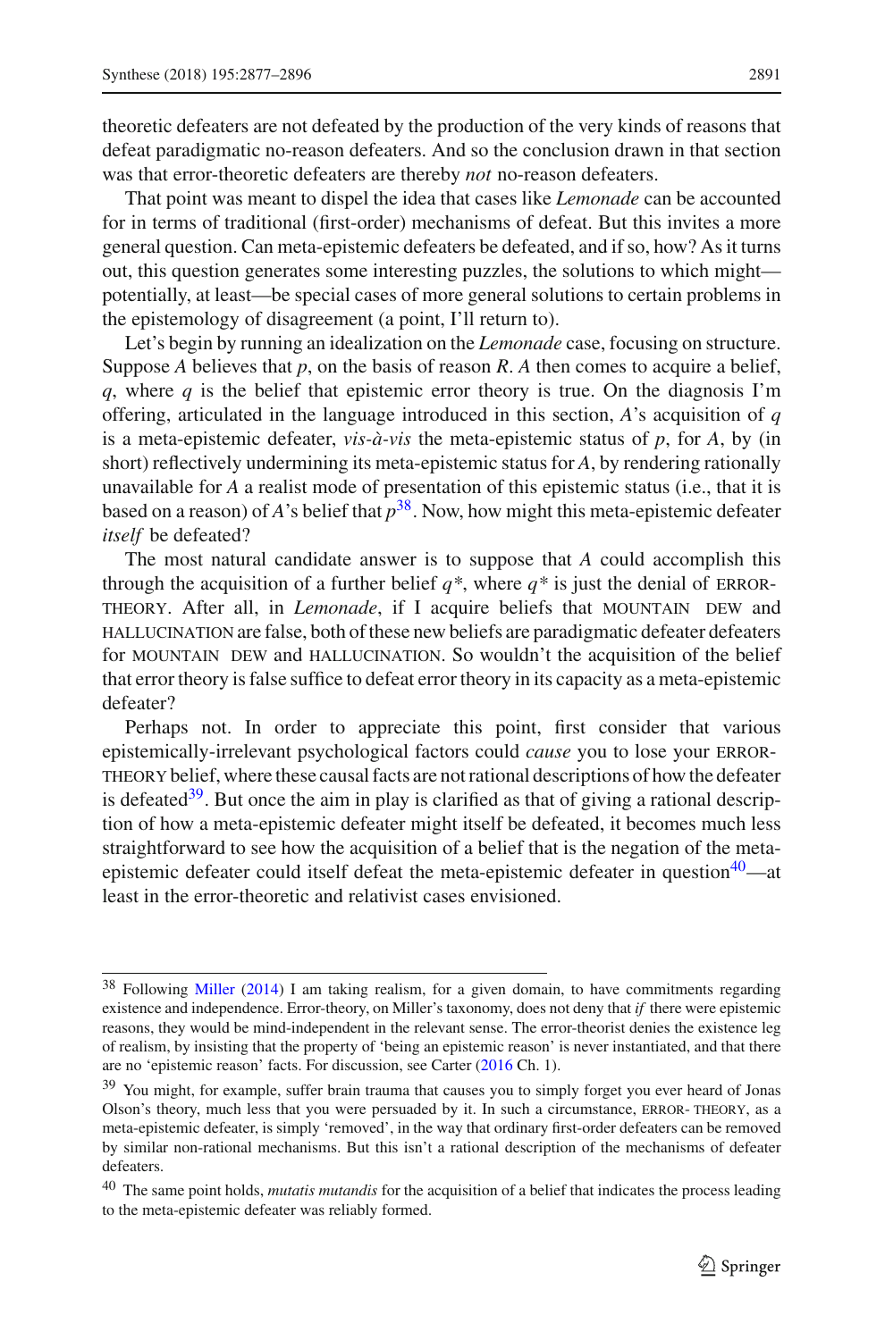theoretic defeaters are not defeated by the production of the very kinds of reasons that defeat paradigmatic no-reason defeaters. And so the conclusion drawn in that section was that error-theoretic defeaters are thereby *not* no-reason defeaters.

That point was meant to dispel the idea that cases like *Lemonade* can be accounted for in terms of traditional (first-order) mechanisms of defeat. But this invites a more general question. Can meta-epistemic defeaters be defeated, and if so, how? As it turns out, this question generates some interesting puzzles, the solutions to which might—potentially, at least—be special cases of more general solutions to certain problems in the epistemology of disagreement (a point, I'll return to).

Let's begin by running an idealization on the *Lemonade* case, focusing on structure. Suppose $A$ believes that $p$, on the basis of reason $R$. $A$ then comes to acquire a belief, $q$, where $q$ is the belief that epistemic error theory is true. On the diagnosis I'm offering, articulated in the language introduced in this section, $A$'s acquisition of $q$ is a meta-epistemic defeater, *vis-à-vis* the meta-epistemic status of $p$, for $A$, by (in short) reflectively undermining its meta-epistemic status for $A$, by rendering rationally unavailable for $A$ a realist mode of presentation of this epistemic status (i.e., that it is based on a reason) of $A$'s belief that $p$[38]. Now, how might this meta-epistemic defeater *itself* be defeated?

The most natural candidate answer is to suppose that $A$ could accomplish this through the acquisition of a further belief $q^*$, where $q^*$ is just the denial of ERROR-THEORY. After all, in *Lemonade*, if I acquire beliefs that MOUNTAIN DEW and HALLUCINATION are false, both of these new beliefs are paradigmatic defeater defeaters for MOUNTAIN DEW and HALLUCINATION. So wouldn't the acquisition of the belief that error theory is false suffice to defeat error theory in its capacity as a meta-epistemic defeater?

Perhaps not. In order to appreciate this point, first consider that various epistemically-irrelevant psychological factors could *cause* you to lose your ERROR-THEORY belief, where these causal facts are not rational descriptions of how the defeater is defeated[39]. But once the aim in play is clarified as that of giving a rational description of how a meta-epistemic defeater might itself be defeated, it becomes much less straightforward to see how the acquisition of a belief that is the negation of the meta-epistemic defeater could itself defeat the meta-epistemic defeater in question[40]—at least in the error-theoretic and relativist cases envisioned.

---

[38] Following Miller (2014) I am taking realism, for a given domain, to have commitments regarding existence and independence. Error-theory, on Miller's taxonomy, does not deny that *if* there were epistemic reasons, they would be mind-independent in the relevant sense. The error-theorist denies the existence leg of realism, by insisting that the property of 'being an epistemic reason' is never instantiated, and that there are no 'epistemic reason' facts. For discussion, see Carter (2016 Ch. 1).

[39] You might, for example, suffer brain trauma that causes you to simply forget you ever heard of Jonas Olson's theory, much less that you were persuaded by it. In such a circumstance, ERROR- THEORY, as a meta-epistemic defeater, is simply 'removed', in the way that ordinary first-order defeaters can be removed by similar non-rational mechanisms. But this isn't a rational description of the mechanisms of defeater defeaters.

[40] The same point holds, *mutatis mutandis* for the acquisition of a belief that indicates the process leading to the meta-epistemic defeater was reliably formed.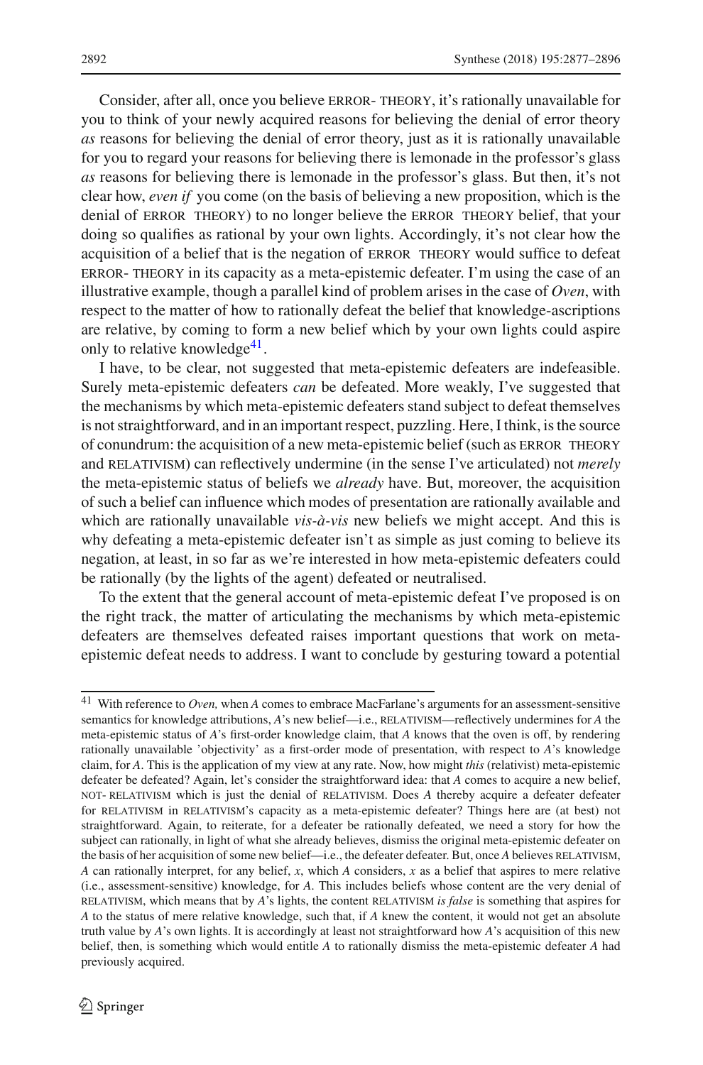Consider, after all, once you believe ERROR- THEORY, it's rationally unavailable for you to think of your newly acquired reasons for believing the denial of error theory *as* reasons for believing the denial of error theory, just as it is rationally unavailable for you to regard your reasons for believing there is lemonade in the professor's glass *as* reasons for believing there is lemonade in the professor's glass. But then, it's not clear how, *even if* you come (on the basis of believing a new proposition, which is the denial of ERROR THEORY) to no longer believe the ERROR THEORY belief, that your doing so qualifies as rational by your own lights. Accordingly, it's not clear how the acquisition of a belief that is the negation of ERROR THEORY would suffice to defeat ERROR- THEORY in its capacity as a meta-epistemic defeater. I'm using the case of an illustrative example, though a parallel kind of problem arises in the case of *Oven*, with respect to the matter of how to rationally defeat the belief that knowledge-ascriptions are relative, by coming to form a new belief which by your own lights could aspire only to relative knowledge[41].

I have, to be clear, not suggested that meta-epistemic defeaters are indefeasible. Surely meta-epistemic defeaters *can* be defeated. More weakly, I've suggested that the mechanisms by which meta-epistemic defeaters stand subject to defeat themselves is not straightforward, and in an important respect, puzzling. Here, I think, is the source of conundrum: the acquisition of a new meta-epistemic belief (such as ERROR THEORY and RELATIVISM) can reflectively undermine (in the sense I've articulated) not *merely* the meta-epistemic status of beliefs we *already* have. But, moreover, the acquisition of such a belief can influence which modes of presentation are rationally available and which are rationally unavailable *vis-à-vis* new beliefs we might accept. And this is why defeating a meta-epistemic defeater isn't as simple as just coming to believe its negation, at least, in so far as we're interested in how meta-epistemic defeaters could be rationally (by the lights of the agent) defeated or neutralised.

To the extent that the general account of meta-epistemic defeat I've proposed is on the right track, the matter of articulating the mechanisms by which meta-epistemic defeaters are themselves defeated raises important questions that work on meta-epistemic defeat needs to address. I want to conclude by gesturing toward a potential

---

41 With reference to *Oven,* when *A* comes to embrace MacFarlane's arguments for an assessment-sensitive semantics for knowledge attributions, *A*'s new belief—i.e., RELATIVISM—reflectively undermines for *A* the meta-epistemic status of *A*'s first-order knowledge claim, that *A* knows that the oven is off, by rendering rationally unavailable 'objectivity' as a first-order mode of presentation, with respect to *A*'s knowledge claim, for *A*. This is the application of my view at any rate. Now, how might *this* (relativist) meta-epistemic defeater be defeated? Again, let's consider the straightforward idea: that *A* comes to acquire a new belief, NOT- RELATIVISM which is just the denial of RELATIVISM. Does *A* thereby acquire a defeater defeater for RELATIVISM in RELATIVISM's capacity as a meta-epistemic defeater? Things here are (at best) not straightforward. Again, to reiterate, for a defeater be rationally defeated, we need a story for how the subject can rationally, in light of what she already believes, dismiss the original meta-epistemic defeater on the basis of her acquisition of some new belief—i.e., the defeater defeater. But, once *A* believes RELATIVISM, *A* can rationally interpret, for any belief, *x*, which *A* considers, *x* as a belief that aspires to mere relative (i.e., assessment-sensitive) knowledge, for *A*. This includes beliefs whose content are the very denial of RELATIVISM, which means that by *A*'s lights, the content RELATIVISM *is false* is something that aspires for *A* to the status of mere relative knowledge, such that, if *A* knew the content, it would not get an absolute truth value by *A*'s own lights. It is accordingly at least not straightforward how *A*'s acquisition of this new belief, then, is something which would entitle *A* to rationally dismiss the meta-epistemic defeater *A* had previously acquired.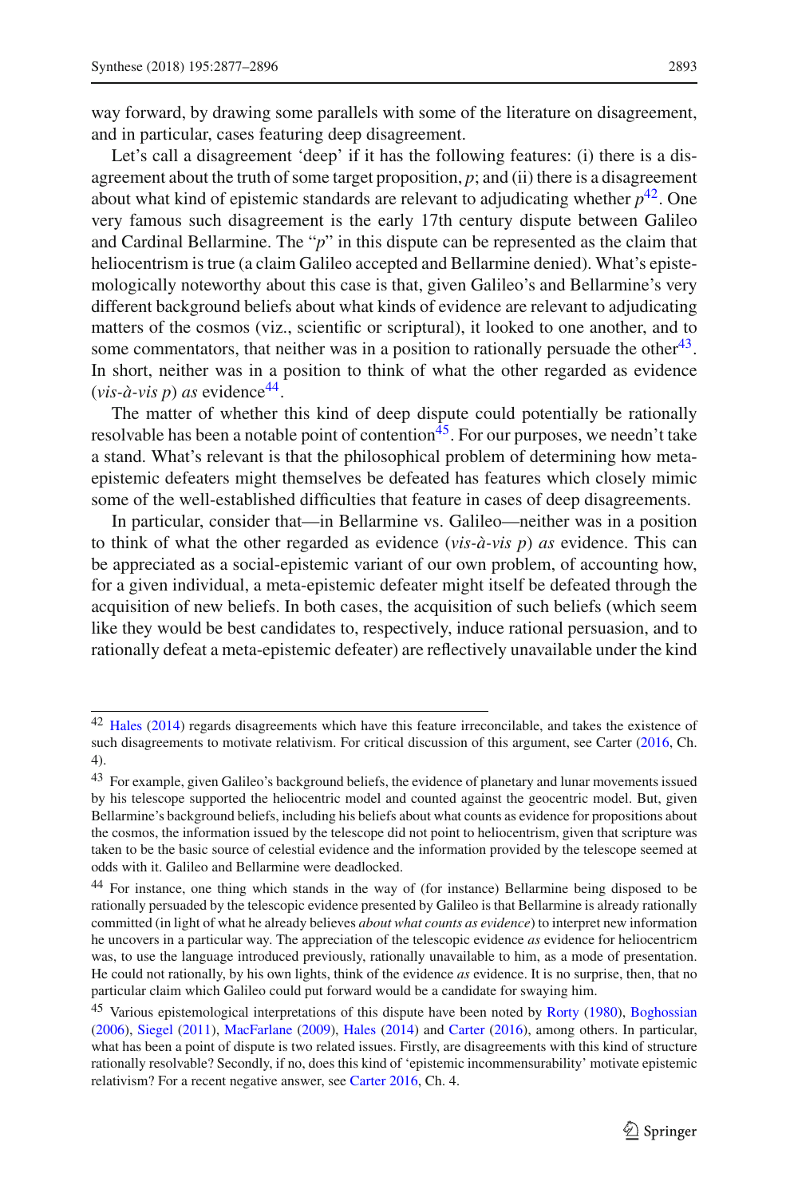way forward, by drawing some parallels with some of the literature on disagreement, and in particular, cases featuring deep disagreement.

Let's call a disagreement 'deep' if it has the following features: (i) there is a disagreement about the truth of some target proposition, *p*; and (ii) there is a disagreement about what kind of epistemic standards are relevant to adjudicating whether *p*[42]. One very famous such disagreement is the early 17th century dispute between Galileo and Cardinal Bellarmine. The "*p*" in this dispute can be represented as the claim that heliocentrism is true (a claim Galileo accepted and Bellarmine denied). What's epistemologically noteworthy about this case is that, given Galileo's and Bellarmine's very different background beliefs about what kinds of evidence are relevant to adjudicating matters of the cosmos (viz., scientific or scriptural), it looked to one another, and to some commentators, that neither was in a position to rationally persuade the other[43]. In short, neither was in a position to think of what the other regarded as evidence (*vis-à-vis p*) *as* evidence[44].

The matter of whether this kind of deep dispute could potentially be rationally resolvable has been a notable point of contention[45]. For our purposes, we needn't take a stand. What's relevant is that the philosophical problem of determining how meta-epistemic defeaters might themselves be defeated has features which closely mimic some of the well-established difficulties that feature in cases of deep disagreements.

In particular, consider that—in Bellarmine vs. Galileo—neither was in a position to think of what the other regarded as evidence (*vis-à-vis p*) *as* evidence. This can be appreciated as a social-epistemic variant of our own problem, of accounting how, for a given individual, a meta-epistemic defeater might itself be defeated through the acquisition of new beliefs. In both cases, the acquisition of such beliefs (which seem like they would be best candidates to, respectively, induce rational persuasion, and to rationally defeat a meta-epistemic defeater) are reflectively unavailable under the kind

---

[42] Hales (2014) regards disagreements which have this feature irreconcilable, and takes the existence of such disagreements to motivate relativism. For critical discussion of this argument, see Carter (2016, Ch. 4).

[43] For example, given Galileo's background beliefs, the evidence of planetary and lunar movements issued by his telescope supported the heliocentric model and counted against the geocentric model. But, given Bellarmine's background beliefs, including his beliefs about what counts as evidence for propositions about the cosmos, the information issued by the telescope did not point to heliocentrism, given that scripture was taken to be the basic source of celestial evidence and the information provided by the telescope seemed at odds with it. Galileo and Bellarmine were deadlocked.

[44] For instance, one thing which stands in the way of (for instance) Bellarmine being disposed to be rationally persuaded by the telescopic evidence presented by Galileo is that Bellarmine is already rationally committed (in light of what he already believes *about what counts as evidence*) to interpret new information he uncovers in a particular way. The appreciation of the telescopic evidence *as* evidence for heliocentricm was, to use the language introduced previously, rationally unavailable to him, as a mode of presentation. He could not rationally, by his own lights, think of the evidence *as* evidence. It is no surprise, then, that no particular claim which Galileo could put forward would be a candidate for swaying him.

[45] Various epistemological interpretations of this dispute have been noted by Rorty (1980), Boghossian (2006), Siegel (2011), MacFarlane (2009), Hales (2014) and Carter (2016), among others. In particular, what has been a point of dispute is two related issues. Firstly, are disagreements with this kind of structure rationally resolvable? Secondly, if no, does this kind of 'epistemic incommensurability' motivate epistemic relativism? For a recent negative answer, see Carter 2016, Ch. 4.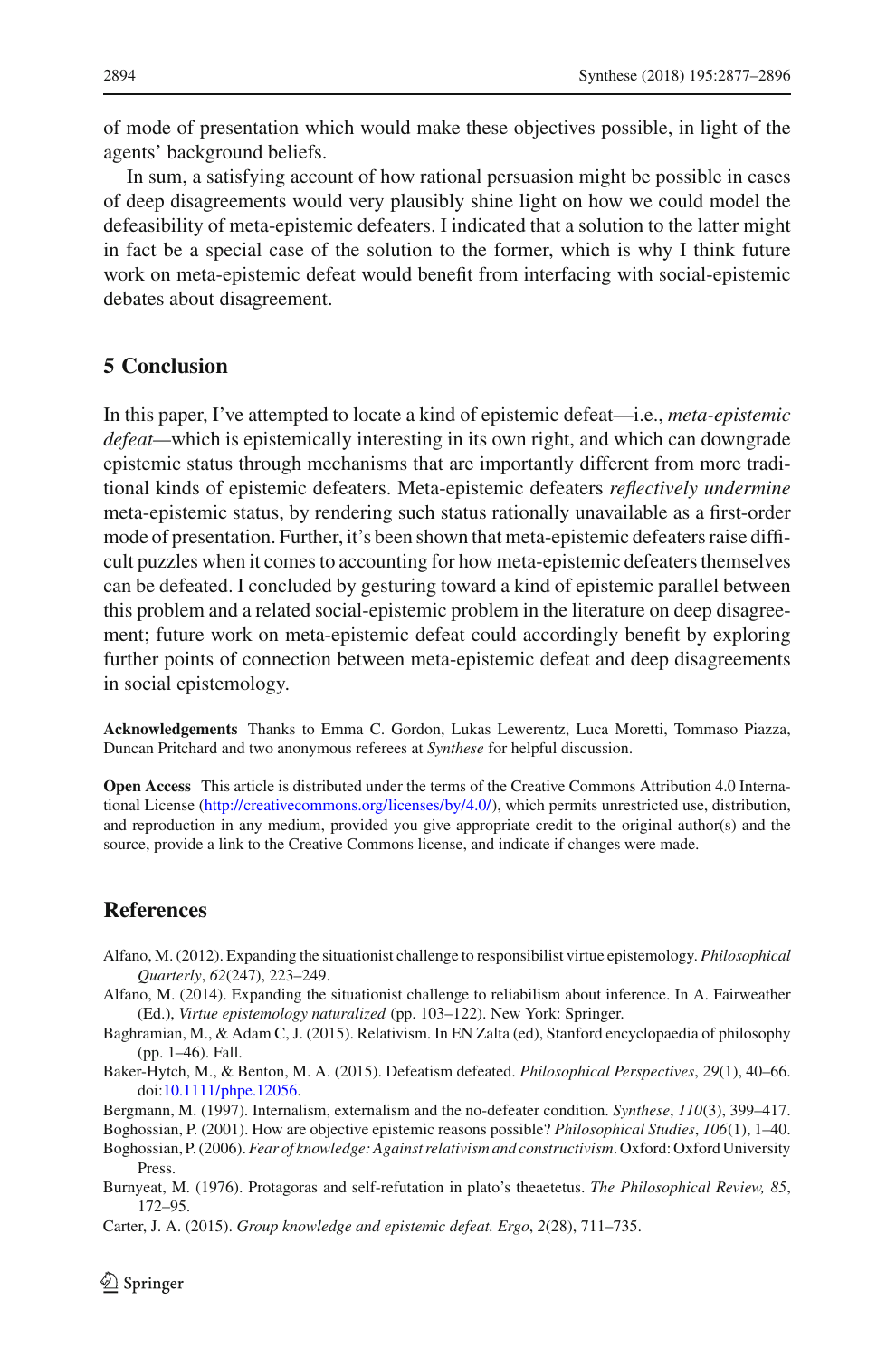of mode of presentation which would make these objectives possible, in light of the agents' background beliefs.

In sum, a satisfying account of how rational persuasion might be possible in cases of deep disagreements would very plausibly shine light on how we could model the defeasibility of meta-epistemic defeaters. I indicated that a solution to the latter might in fact be a special case of the solution to the former, which is why I think future work on meta-epistemic defeat would benefit from interfacing with social-epistemic debates about disagreement.

## 5 Conclusion

In this paper, I've attempted to locate a kind of epistemic defeat—i.e., *meta-epistemic defeat*—which is epistemically interesting in its own right, and which can downgrade epistemic status through mechanisms that are importantly different from more traditional kinds of epistemic defeaters. Meta-epistemic defeaters *reflectively undermine* meta-epistemic status, by rendering such status rationally unavailable as a first-order mode of presentation. Further, it's been shown that meta-epistemic defeaters raise difficult puzzles when it comes to accounting for how meta-epistemic defeaters themselves can be defeated. I concluded by gesturing toward a kind of epistemic parallel between this problem and a related social-epistemic problem in the literature on deep disagreement; future work on meta-epistemic defeat could accordingly benefit by exploring further points of connection between meta-epistemic defeat and deep disagreements in social epistemology.

**Acknowledgements** Thanks to Emma C. Gordon, Lukas Lewerentz, Luca Moretti, Tommaso Piazza, Duncan Pritchard and two anonymous referees at *Synthese* for helpful discussion.

**Open Access** This article is distributed under the terms of the Creative Commons Attribution 4.0 International License (http://creativecommons.org/licenses/by/4.0/), which permits unrestricted use, distribution, and reproduction in any medium, provided you give appropriate credit to the original author(s) and the source, provide a link to the Creative Commons license, and indicate if changes were made.

## References

Alfano, M. (2012). Expanding the situationist challenge to responsibilist virtue epistemology. *Philosophical Quarterly*, *62*(247), 223–249.

Alfano, M. (2014). Expanding the situationist challenge to reliabilism about inference. In A. Fairweather (Ed.), *Virtue epistemology naturalized* (pp. 103–122). New York: Springer.

Baghramian, M., & Adam C, J. (2015). Relativism. In EN Zalta (ed), Stanford encyclopaedia of philosophy (pp. 1–46). Fall.

Baker-Hytch, M., & Benton, M. A. (2015). Defeatism defeated. *Philosophical Perspectives*, *29*(1), 40–66. doi:10.1111/phpe.12056.

Bergmann, M. (1997). Internalism, externalism and the no-defeater condition. *Synthese*, *110*(3), 399–417.

Boghossian, P. (2001). How are objective epistemic reasons possible? *Philosophical Studies*, *106*(1), 1–40.

Boghossian, P. (2006). *Fear of knowledge: Against relativism and constructivism*. Oxford: Oxford University Press.

Burnyeat, M. (1976). Protagoras and self-refutation in plato's theaetetus. *The Philosophical Review, 85*, 172–95.

Carter, J. A. (2015). *Group knowledge and epistemic defeat. Ergo*, *2*(28), 711–735.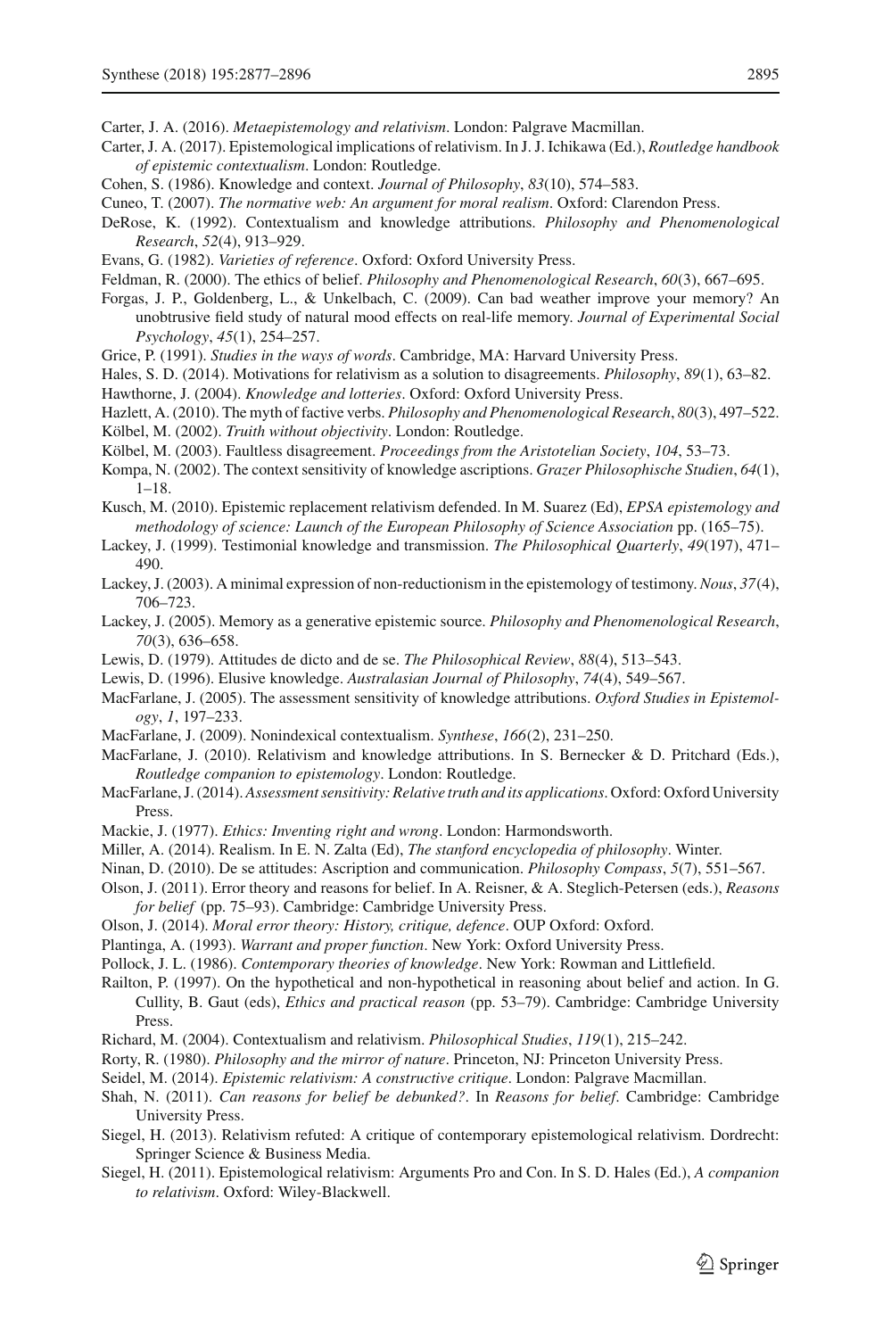Carter, J. A. (2016). *Metaepistemology and relativism*. London: Palgrave Macmillan.

Carter, J. A. (2017). Epistemological implications of relativism. In J. J. Ichikawa (Ed.), *Routledge handbook of epistemic contextualism*. London: Routledge.

Cohen, S. (1986). Knowledge and context. *Journal of Philosophy*, *83*(10), 574–583.

Cuneo, T. (2007). *The normative web: An argument for moral realism*. Oxford: Clarendon Press.

DeRose, K. (1992). Contextualism and knowledge attributions. *Philosophy and Phenomenological Research*, *52*(4), 913–929.

Evans, G. (1982). *Varieties of reference*. Oxford: Oxford University Press.

Feldman, R. (2000). The ethics of belief. *Philosophy and Phenomenological Research*, *60*(3), 667–695.

Forgas, J. P., Goldenberg, L., & Unkelbach, C. (2009). Can bad weather improve your memory? An unobtrusive field study of natural mood effects on real-life memory. *Journal of Experimental Social Psychology*, *45*(1), 254–257.

Grice, P. (1991). *Studies in the ways of words*. Cambridge, MA: Harvard University Press.

Hales, S. D. (2014). Motivations for relativism as a solution to disagreements. *Philosophy*, *89*(1), 63–82.

Hawthorne, J. (2004). *Knowledge and lotteries*. Oxford: Oxford University Press.

Hazlett, A. (2010). The myth of factive verbs. *Philosophy and Phenomenological Research*, *80*(3), 497–522.

Kölbel, M. (2002). *Truth without objectivity*. London: Routledge.

Kölbel, M. (2003). Faultless disagreement. *Proceedings from the Aristotelian Society*, *104*, 53–73.

Kompa, N. (2002). The context sensitivity of knowledge ascriptions. *Grazer Philosophische Studien*, *64*(1), 1–18.

Kusch, M. (2010). Epistemic replacement relativism defended. In M. Suarez (Ed), *EPSA epistemology and methodology of science: Launch of the European Philosophy of Science Association* pp. (165–75).

Lackey, J. (1999). Testimonial knowledge and transmission. *The Philosophical Quarterly*, *49*(197), 471–490.

Lackey, J. (2003). A minimal expression of non-reductionism in the epistemology of testimony. *Nous*, *37*(4), 706–723.

Lackey, J. (2005). Memory as a generative epistemic source. *Philosophy and Phenomenological Research*, *70*(3), 636–658.

Lewis, D. (1979). Attitudes de dicto and de se. *The Philosophical Review*, *88*(4), 513–543.

Lewis, D. (1996). Elusive knowledge. *Australasian Journal of Philosophy*, *74*(4), 549–567.

MacFarlane, J. (2005). The assessment sensitivity of knowledge attributions. *Oxford Studies in Epistemology*, *1*, 197–233.

MacFarlane, J. (2009). Nonindexical contextualism. *Synthese*, *166*(2), 231–250.

MacFarlane, J. (2010). Relativism and knowledge attributions. In S. Bernecker & D. Pritchard (Eds.), *Routledge companion to epistemology*. London: Routledge.

MacFarlane, J. (2014). *Assessment sensitivity: Relative truth and its applications*. Oxford: Oxford University Press.

Mackie, J. (1977). *Ethics: Inventing right and wrong*. London: Harmondsworth.

Miller, A. (2014). Realism. In E. N. Zalta (Ed), *The stanford encyclopedia of philosophy*. Winter.

Ninan, D. (2010). De se attitudes: Ascription and communication. *Philosophy Compass*, *5*(7), 551–567.

Olson, J. (2011). Error theory and reasons for belief. In A. Reisner, & A. Steglich-Petersen (eds.), *Reasons for belief* (pp. 75–93). Cambridge: Cambridge University Press.

Olson, J. (2014). *Moral error theory: History, critique, defence*. OUP Oxford: Oxford.

Plantinga, A. (1993). *Warrant and proper function*. New York: Oxford University Press.

Pollock, J. L. (1986). *Contemporary theories of knowledge*. New York: Rowman and Littlefield.

Railton, P. (1997). On the hypothetical and non-hypothetical in reasoning about belief and action. In G. Cullity, B. Gaut (eds), *Ethics and practical reason* (pp. 53–79). Cambridge: Cambridge University Press.

Richard, M. (2004). Contextualism and relativism. *Philosophical Studies*, *119*(1), 215–242.

Rorty, R. (1980). *Philosophy and the mirror of nature*. Princeton, NJ: Princeton University Press.

Seidel, M. (2014). *Epistemic relativism: A constructive critique*. London: Palgrave Macmillan.

Shah, N. (2011). *Can reasons for belief be debunked?*. In *Reasons for belief*. Cambridge: Cambridge University Press.

Siegel, H. (2013). Relativism refuted: A critique of contemporary epistemological relativism. Dordrecht: Springer Science & Business Media.

Siegel, H. (2011). Epistemological relativism: Arguments Pro and Con. In S. D. Hales (Ed.), *A companion to relativism*. Oxford: Wiley-Blackwell.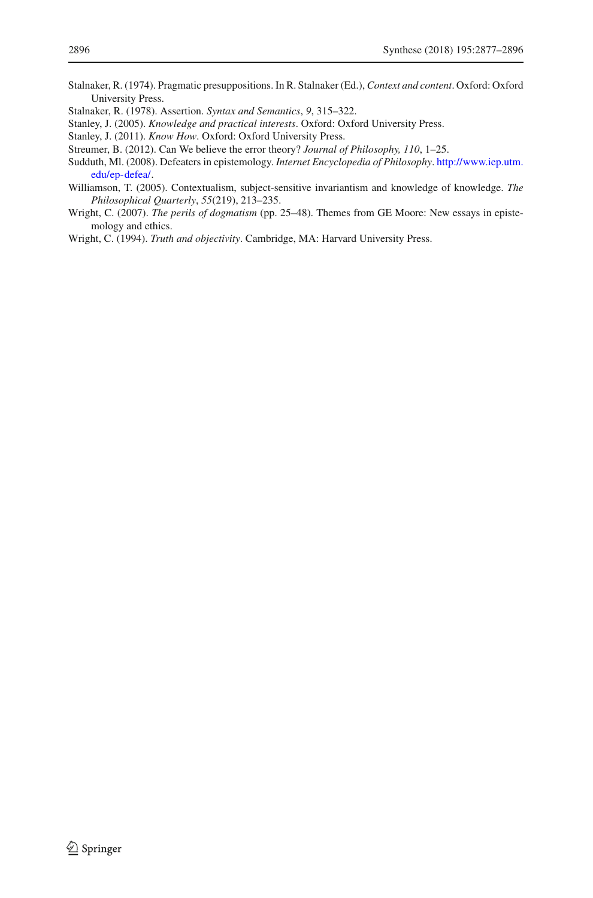Stalnaker, R. (1974). Pragmatic presuppositions. In R. Stalnaker (Ed.), *Context and content*. Oxford: Oxford University Press.

Stalnaker, R. (1978). Assertion. *Syntax and Semantics*, *9*, 315–322.

Stanley, J. (2005). *Knowledge and practical interests*. Oxford: Oxford University Press.

Stanley, J. (2011). *Know How*. Oxford: Oxford University Press.

Streumer, B. (2012). Can We believe the error theory? *Journal of Philosophy, 110*, 1–25.

Sudduth, Ml. (2008). Defeaters in epistemology. *Internet Encyclopedia of Philosophy*. http://www.iep.utm.edu/ep-defea/.

Williamson, T. (2005). Contextualism, subject-sensitive invariantism and knowledge of knowledge. *The Philosophical Quarterly*, *55*(219), 213–235.

Wright, C. (2007). *The perils of dogmatism* (pp. 25–48). Themes from GE Moore: New essays in epistemology and ethics.

Wright, C. (1994). *Truth and objectivity*. Cambridge, MA: Harvard University Press.